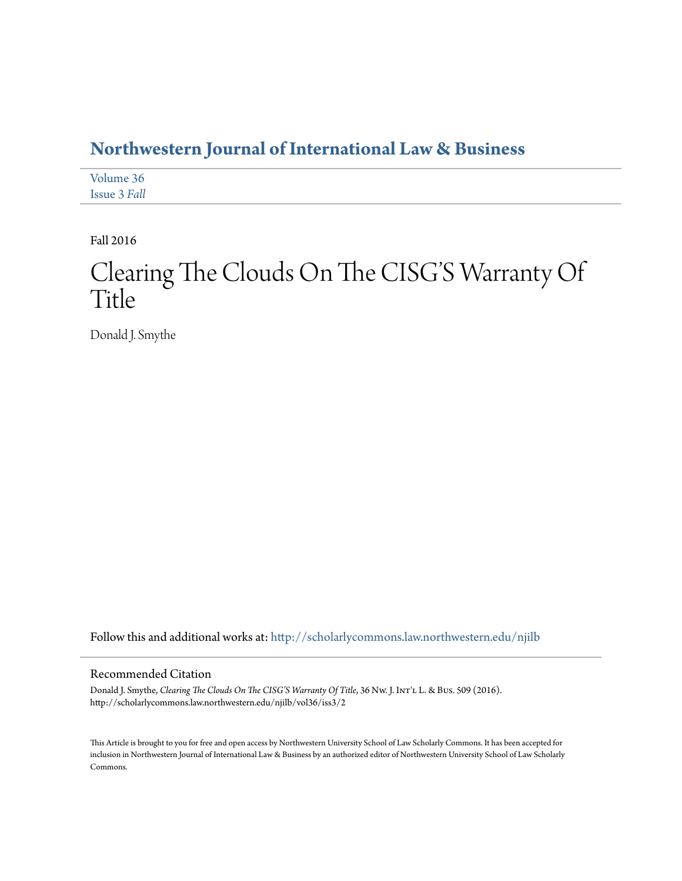# Northwestern Journal of International Law & Business

Volume 36
Issue 3 *Fall*

Fall 2016

# Clearing The Clouds On The CISG'S Warranty Of Title

Donald J. Smythe

Follow this and additional works at: http://scholarlycommons.law.northwestern.edu/njilb

## Recommended Citation

Donald J. Smythe, *Clearing The Clouds On The CISG'S Warranty Of Title*, 36 Nw. J. Int'l L. & Bus. 509 (2016).
http://scholarlycommons.law.northwestern.edu/njilb/vol36/iss3/2

This Article is brought to you for free and open access by Northwestern University School of Law Scholarly Commons. It has been accepted for inclusion in Northwestern Journal of International Law & Business by an authorized editor of Northwestern University School of Law Scholarly Commons.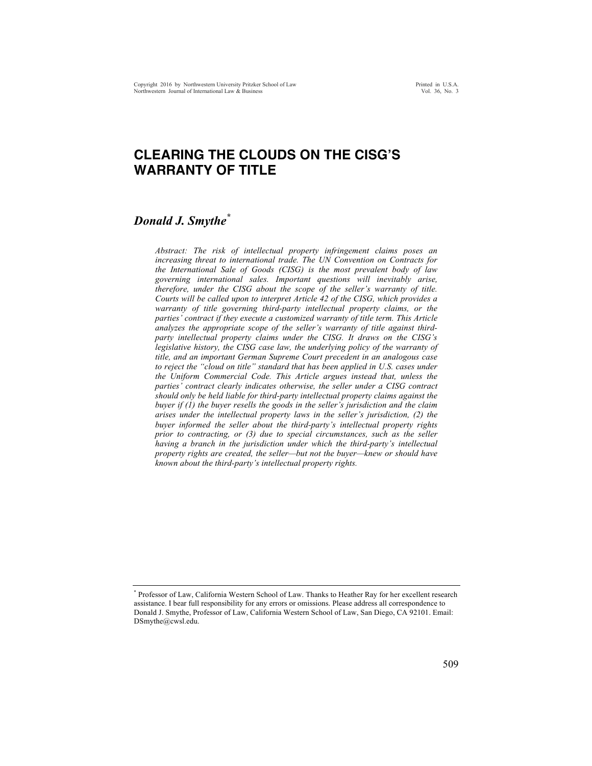# CLEARING THE CLOUDS ON THE CISG'S WARRANTY OF TITLE

## *Donald J. Smythe*[*]

*Abstract: The risk of intellectual property infringement claims poses an increasing threat to international trade. The UN Convention on Contracts for the International Sale of Goods (CISG) is the most prevalent body of law governing international sales. Important questions will inevitably arise, therefore, under the CISG about the scope of the seller's warranty of title. Courts will be called upon to interpret Article 42 of the CISG, which provides a warranty of title governing third-party intellectual property claims, or the parties' contract if they execute a customized warranty of title term. This Article analyzes the appropriate scope of the seller's warranty of title against third-party intellectual property claims under the CISG. It draws on the CISG's legislative history, the CISG case law, the underlying policy of the warranty of title, and an important German Supreme Court precedent in an analogous case to reject the "cloud on title" standard that has been applied in U.S. cases under the Uniform Commercial Code. This Article argues instead that, unless the parties' contract clearly indicates otherwise, the seller under a CISG contract should only be held liable for third-party intellectual property claims against the buyer if (1) the buyer resells the goods in the seller's jurisdiction and the claim arises under the intellectual property laws in the seller's jurisdiction, (2) the buyer informed the seller about the third-party's intellectual property rights prior to contracting, or (3) due to special circumstances, such as the seller having a branch in the jurisdiction under which the third-party's intellectual property rights are created, the seller—but not the buyer—knew or should have known about the third-party's intellectual property rights.*

---

[*] Professor of Law, California Western School of Law. Thanks to Heather Ray for her excellent research assistance. I bear full responsibility for any errors or omissions. Please address all correspondence to Donald J. Smythe, Professor of Law, California Western School of Law, San Diego, CA 92101. Email: DSmythe@cwsl.edu.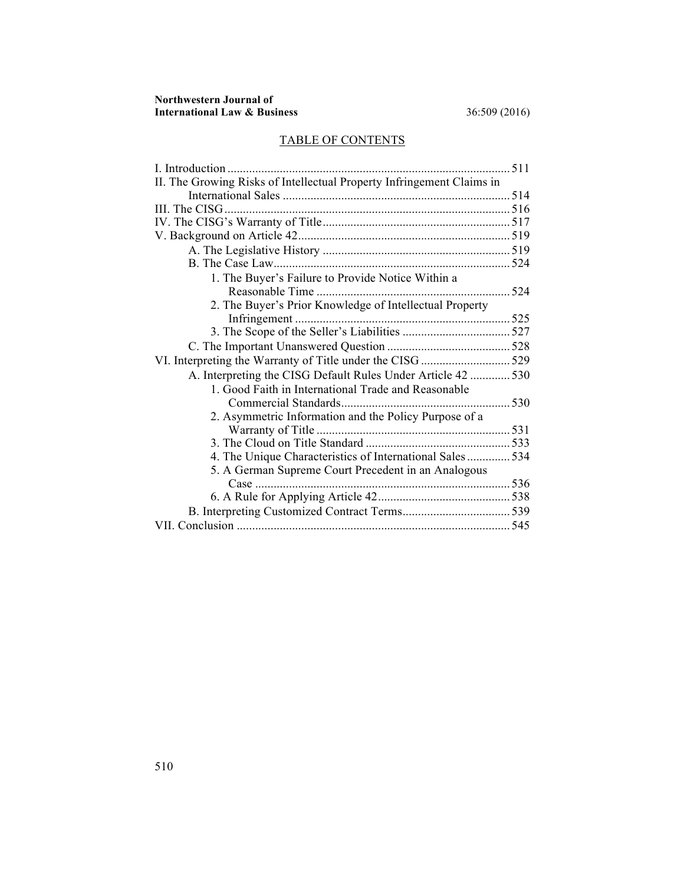## TABLE OF CONTENTS

I. Introduction ........................................................................................ 511

II. The Growing Risks of Intellectual Property Infringement Claims in International Sales .......................................................................... 514

III. The CISG ............................................................................................ 516

IV. The CISG's Warranty of Title ............................................................ 517

V. Background on Article 42 .................................................................... 519

- A. The Legislative History ............................................................ 519
- B. The Case Law ............................................................................ 524
  - 1. The Buyer's Failure to Provide Notice Within a Reasonable Time ............................................................... 524
  - 2. The Buyer's Prior Knowledge of Intellectual Property Infringement ...................................................................... 525
  - 3. The Scope of the Seller's Liabilities .................................... 527
- C. The Important Unanswered Question ........................................ 528

VI. Interpreting the Warranty of Title under the CISG ............................ 529

- A. Interpreting the CISG Default Rules Under Article 42 ............ 530
  - 1. Good Faith in International Trade and Reasonable Commercial Standards ....................................................... 530
  - 2. Asymmetric Information and the Policy Purpose of a Warranty of Title ............................................................... 531
  - 3. The Cloud on Title Standard ............................................... 533
  - 4. The Unique Characteristics of International Sales .............. 534
  - 5. A German Supreme Court Precedent in an Analogous Case ................................................................................... 536
  - 6. A Rule for Applying Article 42 ........................................... 538
- B. Interpreting Customized Contract Terms .................................. 539

VII. Conclusion ........................................................................................ 545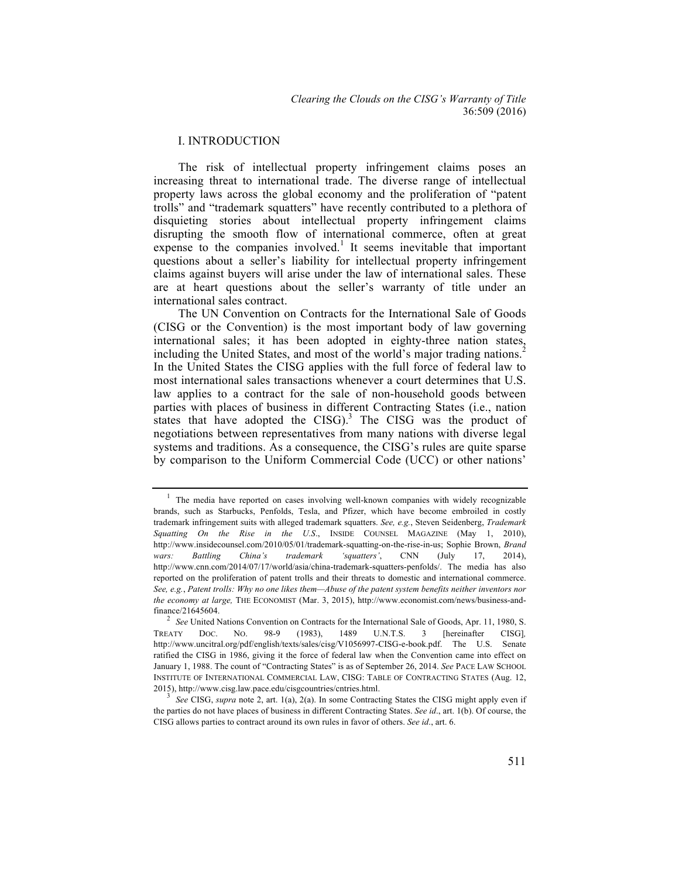## I. INTRODUCTION

The risk of intellectual property infringement claims poses an increasing threat to international trade. The diverse range of intellectual property laws across the global economy and the proliferation of "patent trolls" and "trademark squatters" have recently contributed to a plethora of disquieting stories about intellectual property infringement claims disrupting the smooth flow of international commerce, often at great expense to the companies involved.[1] It seems inevitable that important questions about a seller's liability for intellectual property infringement claims against buyers will arise under the law of international sales. These are at heart questions about the seller's warranty of title under an international sales contract.

The UN Convention on Contracts for the International Sale of Goods (CISG or the Convention) is the most important body of law governing international sales; it has been adopted in eighty-three nation states, including the United States, and most of the world's major trading nations.[2] In the United States the CISG applies with the full force of federal law to most international sales transactions whenever a court determines that U.S. law applies to a contract for the sale of non-household goods between parties with places of business in different Contracting States (i.e., nation states that have adopted the CISG).[3] The CISG was the product of negotiations between representatives from many nations with diverse legal systems and traditions. As a consequence, the CISG's rules are quite sparse by comparison to the Uniform Commercial Code (UCC) or other nations'

---

[1] The media have reported on cases involving well-known companies with widely recognizable brands, such as Starbucks, Penfolds, Tesla, and Pfizer, which have become embroiled in costly trademark infringement suits with alleged trademark squatters. *See, e.g.*, Steven Seidenberg, *Trademark Squatting On the Rise in the U.S.*, INSIDE COUNSEL MAGAZINE (May 1, 2010), http://www.insidecounsel.com/2010/05/01/trademark-squatting-on-the-rise-in-us; Sophie Brown, *Brand wars: Battling China's trademark 'squatters'*, CNN (July 17, 2014), http://www.cnn.com/2014/07/17/world/asia/china-trademark-squatters-penfolds/. The media has also reported on the proliferation of patent trolls and their threats to domestic and international commerce. *See, e.g.*, *Patent trolls: Why no one likes them—Abuse of the patent system benefits neither inventors nor the economy at large,* THE ECONOMIST (Mar. 3, 2015), http://www.economist.com/news/business-and-finance/21645604.

[2] *See* United Nations Convention on Contracts for the International Sale of Goods, Apr. 11, 1980, S. TREATY DOC. NO. 98-9 (1983), 1489 U.N.T.S. 3 [hereinafter CISG], http://www.uncitral.org/pdf/english/texts/sales/cisg/V1056997-CISG-e-book.pdf. The U.S. Senate ratified the CISG in 1986, giving it the force of federal law when the Convention came into effect on January 1, 1988. The count of "Contracting States" is as of September 26, 2014. *See* PACE LAW SCHOOL INSTITUTE OF INTERNATIONAL COMMERCIAL LAW, CISG: TABLE OF CONTRACTING STATES (Aug. 12, 2015), http://www.cisg.law.pace.edu/cisgcountries/cntries.html.

[3] *See* CISG, *supra* note 2, art. 1(a), 2(a). In some Contracting States the CISG might apply even if the parties do not have places of business in different Contracting States. *See id*., art. 1(b). Of course, the CISG allows parties to contract around its own rules in favor of others. *See id*., art. 6.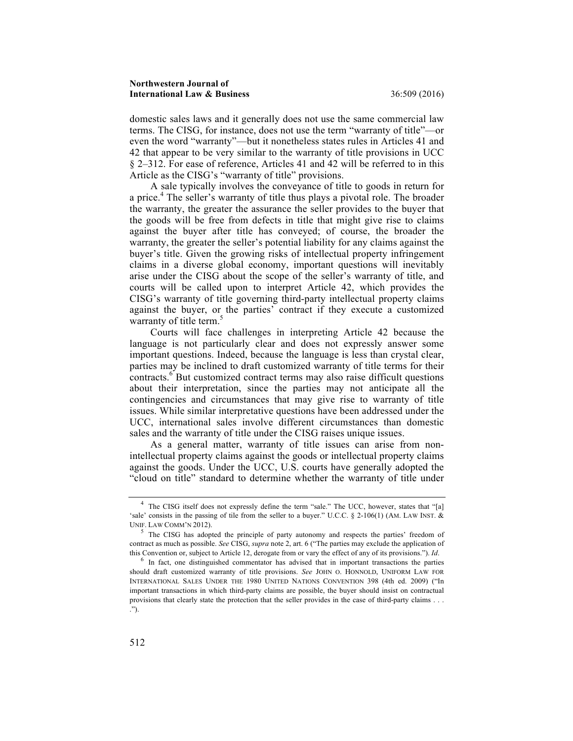domestic sales laws and it generally does not use the same commercial law terms. The CISG, for instance, does not use the term "warranty of title"—or even the word "warranty"—but it nonetheless states rules in Articles 41 and 42 that appear to be very similar to the warranty of title provisions in UCC § 2–312. For ease of reference, Articles 41 and 42 will be referred to in this Article as the CISG's "warranty of title" provisions.

A sale typically involves the conveyance of title to goods in return for a price.[4] The seller's warranty of title thus plays a pivotal role. The broader the warranty, the greater the assurance the seller provides to the buyer that the goods will be free from defects in title that might give rise to claims against the buyer after title has conveyed; of course, the broader the warranty, the greater the seller's potential liability for any claims against the buyer's title. Given the growing risks of intellectual property infringement claims in a diverse global economy, important questions will inevitably arise under the CISG about the scope of the seller's warranty of title, and courts will be called upon to interpret Article 42, which provides the CISG's warranty of title governing third-party intellectual property claims against the buyer, or the parties' contract if they execute a customized warranty of title term.[5]

Courts will face challenges in interpreting Article 42 because the language is not particularly clear and does not expressly answer some important questions. Indeed, because the language is less than crystal clear, parties may be inclined to draft customized warranty of title terms for their contracts.[6] But customized contract terms may also raise difficult questions about their interpretation, since the parties may not anticipate all the contingencies and circumstances that may give rise to warranty of title issues. While similar interpretative questions have been addressed under the UCC, international sales involve different circumstances than domestic sales and the warranty of title under the CISG raises unique issues.

As a general matter, warranty of title issues can arise from non-intellectual property claims against the goods or intellectual property claims against the goods. Under the UCC, U.S. courts have generally adopted the "cloud on title" standard to determine whether the warranty of title under

---

[4] The CISG itself does not expressly define the term "sale." The UCC, however, states that "[a] 'sale' consists in the passing of tile from the seller to a buyer." U.C.C. § 2-106(1) (AM. LAW INST. & UNIF. LAW COMM'N 2012).

[5] The CISG has adopted the principle of party autonomy and respects the parties' freedom of contract as much as possible. *See* CISG, *supra* note 2, art. 6 ("The parties may exclude the application of this Convention or, subject to Article 12, derogate from or vary the effect of any of its provisions."). *Id*.

[6] In fact, one distinguished commentator has advised that in important transactions the parties should draft customized warranty of title provisions. *See* JOHN O. HONNOLD, UNIFORM LAW FOR INTERNATIONAL SALES UNDER THE 1980 UNITED NATIONS CONVENTION 398 (4th ed. 2009) ("In important transactions in which third-party claims are possible, the buyer should insist on contractual provisions that clearly state the protection that the seller provides in the case of third-party claims . . . .").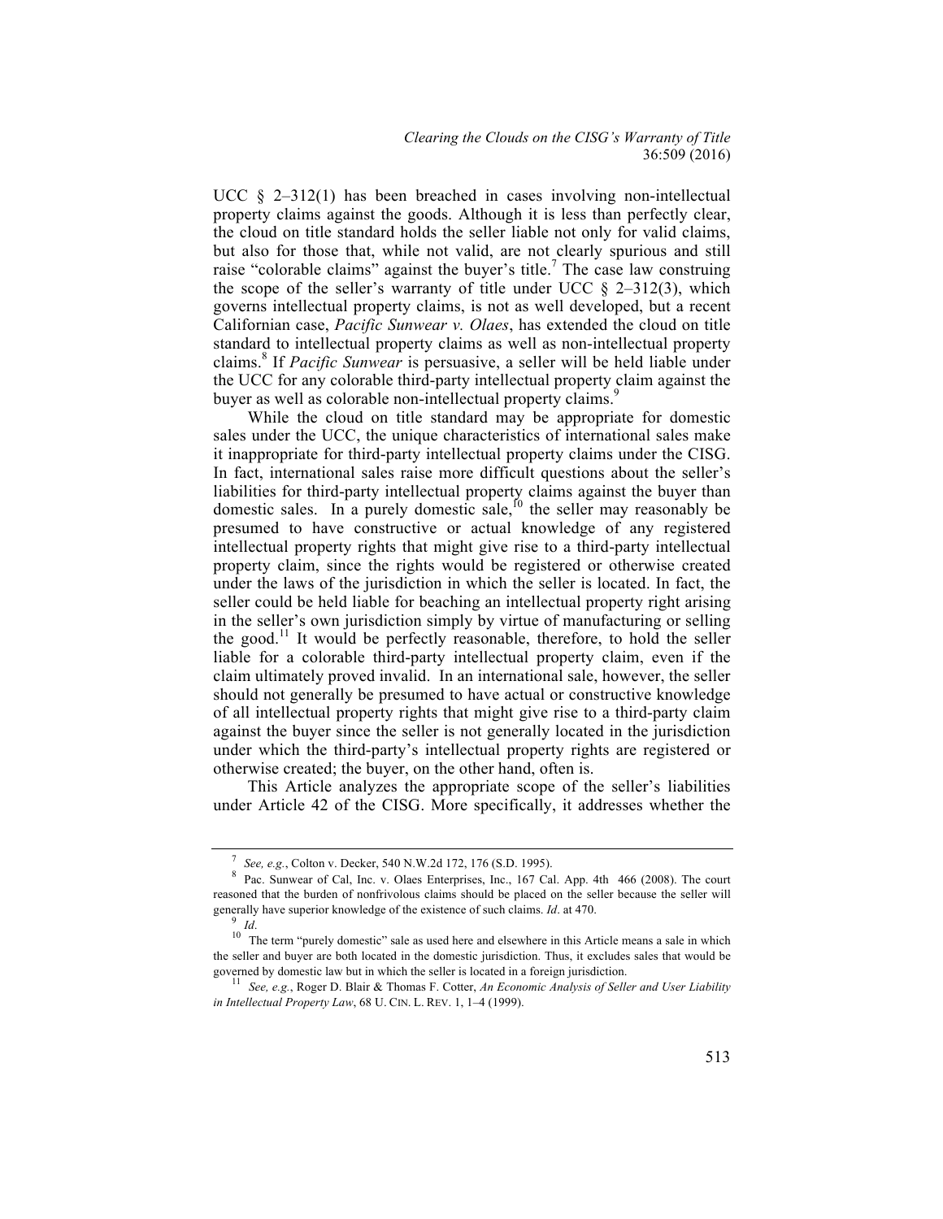UCC § 2–312(1) has been breached in cases involving non-intellectual property claims against the goods. Although it is less than perfectly clear, the cloud on title standard holds the seller liable not only for valid claims, but also for those that, while not valid, are not clearly spurious and still raise "colorable claims" against the buyer's title.[7] The case law construing the scope of the seller's warranty of title under UCC § 2–312(3), which governs intellectual property claims, is not as well developed, but a recent Californian case, *Pacific Sunwear v. Olaes*, has extended the cloud on title standard to intellectual property claims as well as non-intellectual property claims.[8] If *Pacific Sunwear* is persuasive, a seller will be held liable under the UCC for any colorable third-party intellectual property claim against the buyer as well as colorable non-intellectual property claims.[9]

While the cloud on title standard may be appropriate for domestic sales under the UCC, the unique characteristics of international sales make it inappropriate for third-party intellectual property claims under the CISG. In fact, international sales raise more difficult questions about the seller's liabilities for third-party intellectual property claims against the buyer than domestic sales. In a purely domestic sale,[10] the seller may reasonably be presumed to have constructive or actual knowledge of any registered intellectual property rights that might give rise to a third-party intellectual property claim, since the rights would be registered or otherwise created under the laws of the jurisdiction in which the seller is located. In fact, the seller could be held liable for beaching an intellectual property right arising in the seller's own jurisdiction simply by virtue of manufacturing or selling the good.[11] It would be perfectly reasonable, therefore, to hold the seller liable for a colorable third-party intellectual property claim, even if the claim ultimately proved invalid. In an international sale, however, the seller should not generally be presumed to have actual or constructive knowledge of all intellectual property rights that might give rise to a third-party claim against the buyer since the seller is not generally located in the jurisdiction under which the third-party's intellectual property rights are registered or otherwise created; the buyer, on the other hand, often is.

This Article analyzes the appropriate scope of the seller's liabilities under Article 42 of the CISG. More specifically, it addresses whether the

---

[7] *See, e.g.*, Colton v. Decker, 540 N.W.2d 172, 176 (S.D. 1995).

[8] Pac. Sunwear of Cal, Inc. v. Olaes Enterprises, Inc., 167 Cal. App. 4th 466 (2008). The court reasoned that the burden of nonfrivolous claims should be placed on the seller because the seller will generally have superior knowledge of the existence of such claims. *Id*. at 470.

[9] *Id*.

[10] The term "purely domestic" sale as used here and elsewhere in this Article means a sale in which the seller and buyer are both located in the domestic jurisdiction. Thus, it excludes sales that would be governed by domestic law but in which the seller is located in a foreign jurisdiction.

[11] *See, e.g.*, Roger D. Blair & Thomas F. Cotter, *An Economic Analysis of Seller and User Liability in Intellectual Property Law*, 68 U. CIN. L. REV. 1, 1–4 (1999).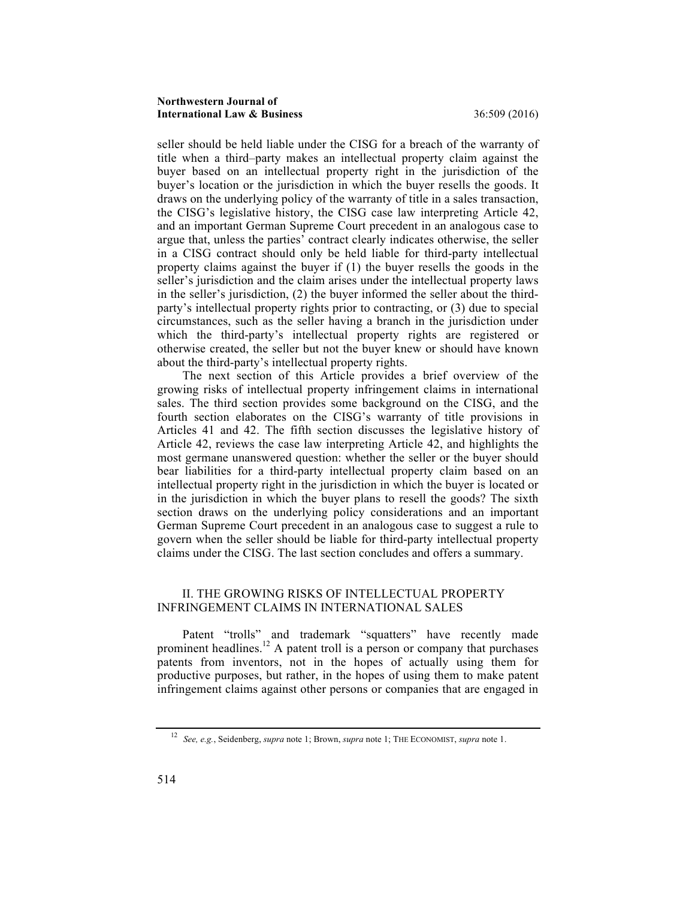seller should be held liable under the CISG for a breach of the warranty of title when a third–party makes an intellectual property claim against the buyer based on an intellectual property right in the jurisdiction of the buyer's location or the jurisdiction in which the buyer resells the goods. It draws on the underlying policy of the warranty of title in a sales transaction, the CISG's legislative history, the CISG case law interpreting Article 42, and an important German Supreme Court precedent in an analogous case to argue that, unless the parties' contract clearly indicates otherwise, the seller in a CISG contract should only be held liable for third-party intellectual property claims against the buyer if (1) the buyer resells the goods in the seller's jurisdiction and the claim arises under the intellectual property laws in the seller's jurisdiction, (2) the buyer informed the seller about the third-party's intellectual property rights prior to contracting, or (3) due to special circumstances, such as the seller having a branch in the jurisdiction under which the third-party's intellectual property rights are registered or otherwise created, the seller but not the buyer knew or should have known about the third-party's intellectual property rights.

The next section of this Article provides a brief overview of the growing risks of intellectual property infringement claims in international sales. The third section provides some background on the CISG, and the fourth section elaborates on the CISG's warranty of title provisions in Articles 41 and 42. The fifth section discusses the legislative history of Article 42, reviews the case law interpreting Article 42, and highlights the most germane unanswered question: whether the seller or the buyer should bear liabilities for a third-party intellectual property claim based on an intellectual property right in the jurisdiction in which the buyer is located or in the jurisdiction in which the buyer plans to resell the goods? The sixth section draws on the underlying policy considerations and an important German Supreme Court precedent in an analogous case to suggest a rule to govern when the seller should be liable for third-party intellectual property claims under the CISG. The last section concludes and offers a summary.

## II. THE GROWING RISKS OF INTELLECTUAL PROPERTY INFRINGEMENT CLAIMS IN INTERNATIONAL SALES

Patent "trolls" and trademark "squatters" have recently made prominent headlines.[12] A patent troll is a person or company that purchases patents from inventors, not in the hopes of actually using them for productive purposes, but rather, in the hopes of using them to make patent infringement claims against other persons or companies that are engaged in

[12] *See, e.g.*, Seidenberg, *supra* note 1; Brown, *supra* note 1; THE ECONOMIST, *supra* note 1.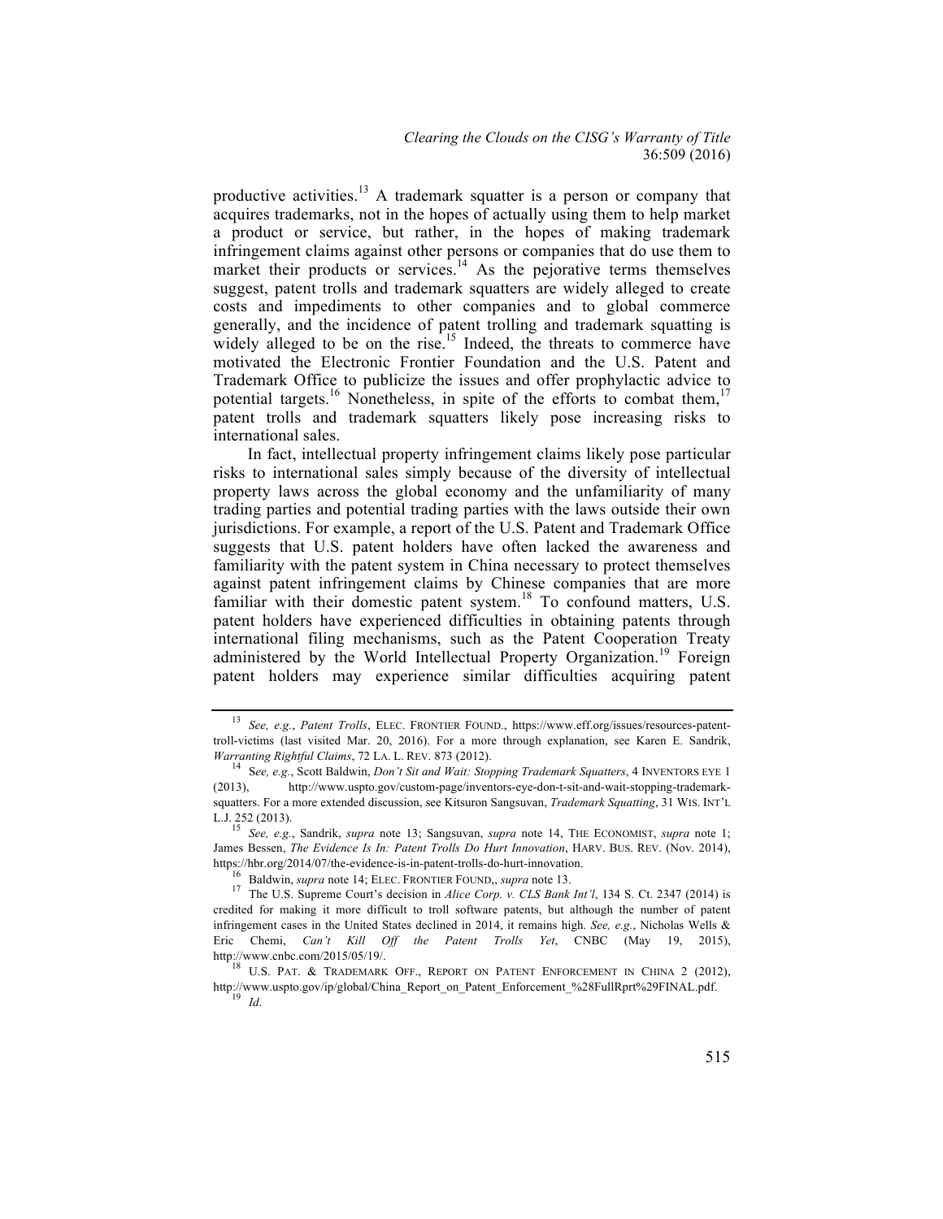productive activities.[13] A trademark squatter is a person or company that acquires trademarks, not in the hopes of actually using them to help market a product or service, but rather, in the hopes of making trademark infringement claims against other persons or companies that do use them to market their products or services.[14] As the pejorative terms themselves suggest, patent trolls and trademark squatters are widely alleged to create costs and impediments to other companies and to global commerce generally, and the incidence of patent trolling and trademark squatting is widely alleged to be on the rise.[15] Indeed, the threats to commerce have motivated the Electronic Frontier Foundation and the U.S. Patent and Trademark Office to publicize the issues and offer prophylactic advice to potential targets.[16] Nonetheless, in spite of the efforts to combat them,[17] patent trolls and trademark squatters likely pose increasing risks to international sales.

In fact, intellectual property infringement claims likely pose particular risks to international sales simply because of the diversity of intellectual property laws across the global economy and the unfamiliarity of many trading parties and potential trading parties with the laws outside their own jurisdictions. For example, a report of the U.S. Patent and Trademark Office suggests that U.S. patent holders have often lacked the awareness and familiarity with the patent system in China necessary to protect themselves against patent infringement claims by Chinese companies that are more familiar with their domestic patent system.[18] To confound matters, U.S. patent holders have experienced difficulties in obtaining patents through international filing mechanisms, such as the Patent Cooperation Treaty administered by the World Intellectual Property Organization.[19] Foreign patent holders may experience similar difficulties acquiring patent

---

[13] *See, e.g.*, *Patent Trolls*, ELEC. FRONTIER FOUND., https://www.eff.org/issues/resources-patent-troll-victims (last visited Mar. 20, 2016). For a more through explanation, see Karen E. Sandrik, *Warranting Rightful Claims*, 72 LA. L. REV. 873 (2012).

[14] S*ee, e.g.*, Scott Baldwin, *Don't Sit and Wait: Stopping Trademark Squatters*, 4 INVENTORS EYE 1 (2013), http://www.uspto.gov/custom-page/inventors-eye-don-t-sit-and-wait-stopping-trademark-squatters. For a more extended discussion, see Kitsuron Sangsuvan, *Trademark Squatting*, 31 WIS. INT'L L.J. 252 (2013).

[15] *See, e.g.*, Sandrik, *supra* note 13; Sangsuvan, *supra* note 14, THE ECONOMIST, *supra* note 1; James Bessen, *The Evidence Is In: Patent Trolls Do Hurt Innovation*, HARV. BUS. REV. (Nov. 2014), https://hbr.org/2014/07/the-evidence-is-in-patent-trolls-do-hurt-innovation.

[16] Baldwin, *supra* note 14; ELEC. FRONTIER FOUND,, *supra* note 13.

[17] The U.S. Supreme Court's decision in *Alice Corp. v. CLS Bank Int'l*, 134 S. Ct. 2347 (2014) is credited for making it more difficult to troll software patents, but although the number of patent infringement cases in the United States declined in 2014, it remains high. *See, e.g.*, Nicholas Wells & Eric Chemi, *Can't Kill Off the Patent Trolls Yet*, CNBC (May 19, 2015), http://www.cnbc.com/2015/05/19/.

[18] U.S. PAT. & TRADEMARK OFF., REPORT ON PATENT ENFORCEMENT IN CHINA 2 (2012), http://www.uspto.gov/ip/global/China_Report_on_Patent_Enforcement_%28FullRprt%29FINAL.pdf.

[19] *Id*.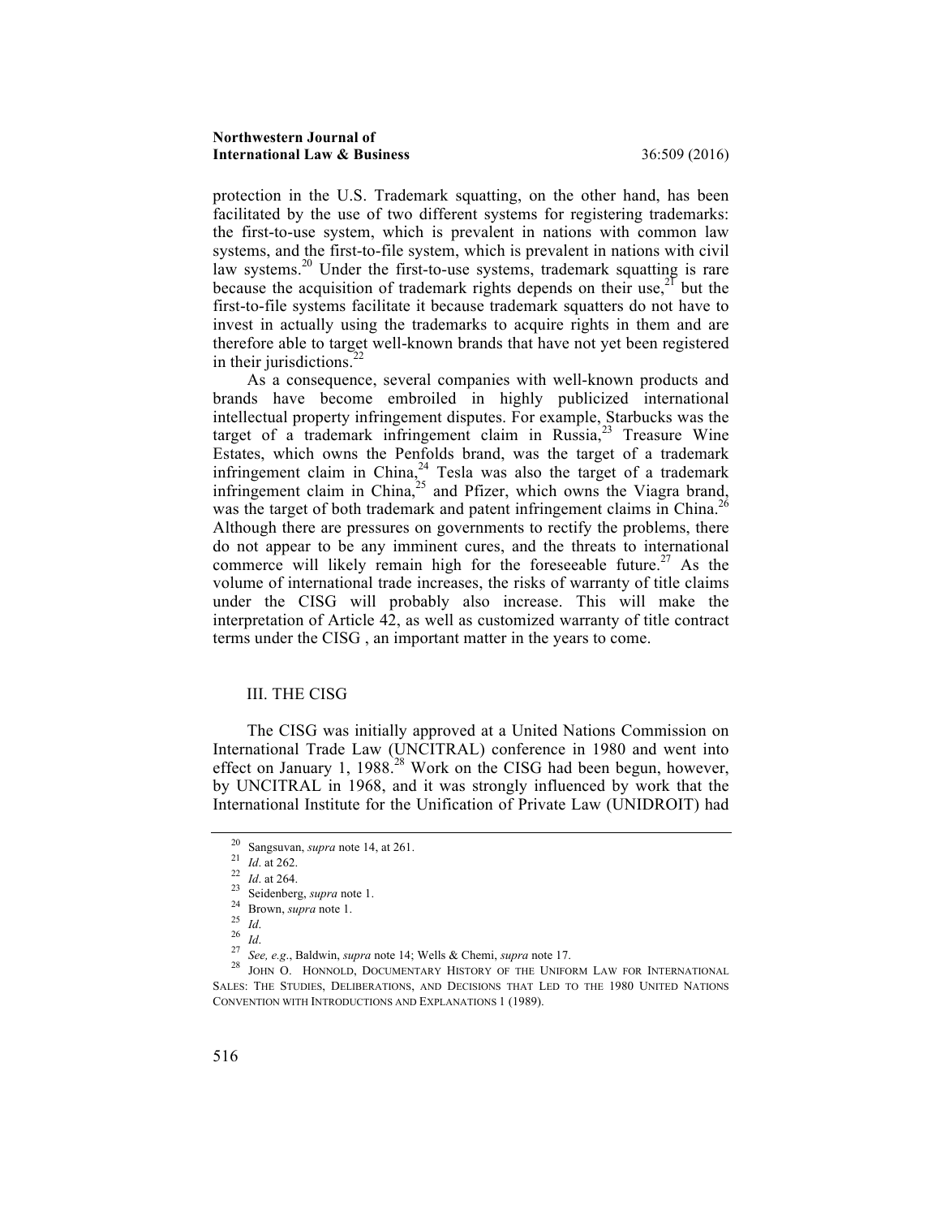protection in the U.S. Trademark squatting, on the other hand, has been facilitated by the use of two different systems for registering trademarks: the first-to-use system, which is prevalent in nations with common law systems, and the first-to-file system, which is prevalent in nations with civil law systems.[20] Under the first-to-use systems, trademark squatting is rare because the acquisition of trademark rights depends on their use,[21] but the first-to-file systems facilitate it because trademark squatters do not have to invest in actually using the trademarks to acquire rights in them and are therefore able to target well-known brands that have not yet been registered in their jurisdictions.[22]

As a consequence, several companies with well-known products and brands have become embroiled in highly publicized international intellectual property infringement disputes. For example, Starbucks was the target of a trademark infringement claim in Russia,[23] Treasure Wine Estates, which owns the Penfolds brand, was the target of a trademark infringement claim in China,[24] Tesla was also the target of a trademark infringement claim in China,[25] and Pfizer, which owns the Viagra brand, was the target of both trademark and patent infringement claims in China.[26] Although there are pressures on governments to rectify the problems, there do not appear to be any imminent cures, and the threats to international commerce will likely remain high for the foreseeable future.[27] As the volume of international trade increases, the risks of warranty of title claims under the CISG will probably also increase. This will make the interpretation of Article 42, as well as customized warranty of title contract terms under the CISG , an important matter in the years to come.

## III. THE CISG

The CISG was initially approved at a United Nations Commission on International Trade Law (UNCITRAL) conference in 1980 and went into effect on January 1, 1988.[28] Work on the CISG had been begun, however, by UNCITRAL in 1968, and it was strongly influenced by work that the International Institute for the Unification of Private Law (UNIDROIT) had

---

[20] Sangsuvan, *supra* note 14, at 261.

[21] *Id*. at 262.

[22] *Id*. at 264.

[23] Seidenberg, *supra* note 1.

[24] Brown, *supra* note 1.

[25] *Id*.

[26] *Id*.

[27] *See, e.g*., Baldwin, *supra* note 14; Wells & Chemi, *supra* note 17.

[28] JOHN O. HONNOLD, DOCUMENTARY HISTORY OF THE UNIFORM LAW FOR INTERNATIONAL SALES: THE STUDIES, DELIBERATIONS, AND DECISIONS THAT LED TO THE 1980 UNITED NATIONS CONVENTION WITH INTRODUCTIONS AND EXPLANATIONS 1 (1989).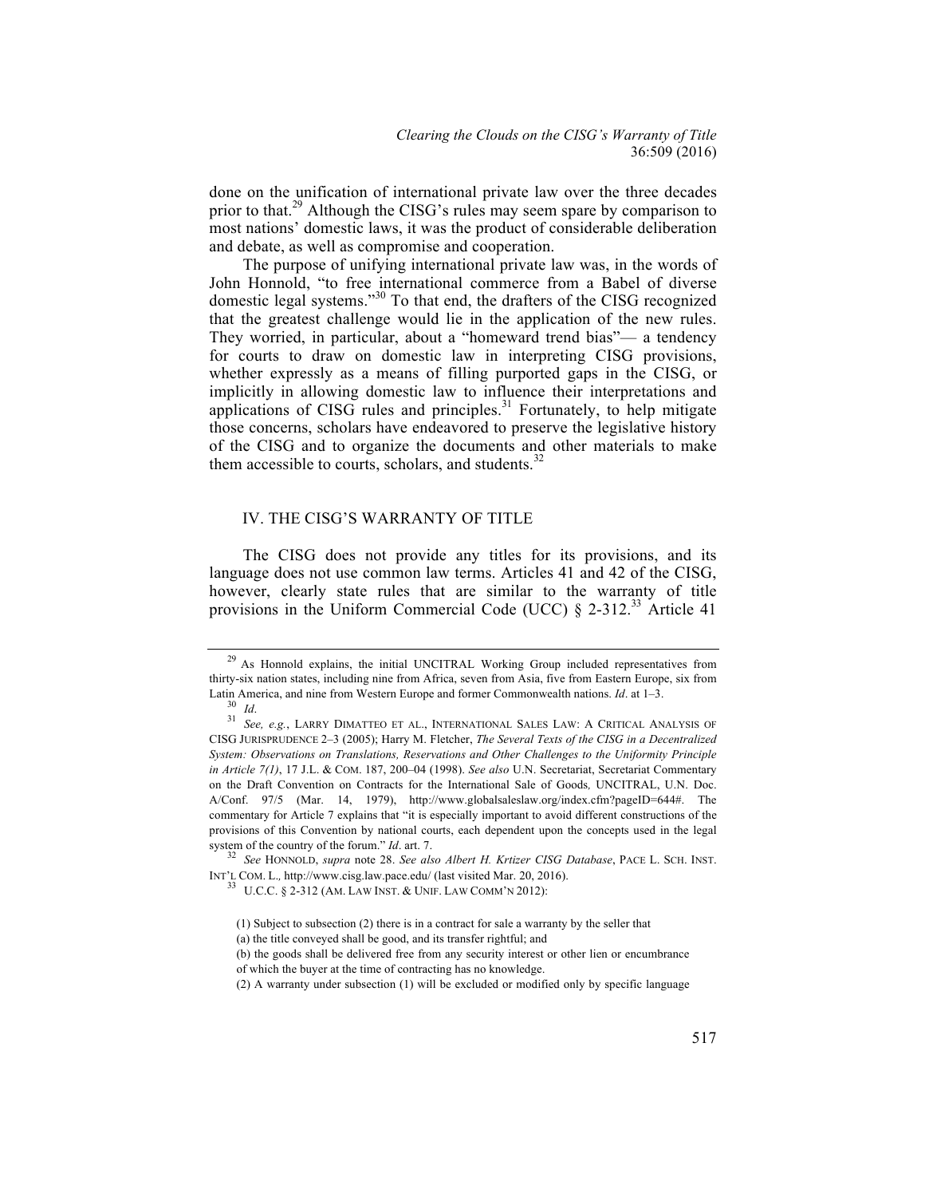done on the unification of international private law over the three decades prior to that.[29] Although the CISG's rules may seem spare by comparison to most nations' domestic laws, it was the product of considerable deliberation and debate, as well as compromise and cooperation.

The purpose of unifying international private law was, in the words of John Honnold, "to free international commerce from a Babel of diverse domestic legal systems."[30] To that end, the drafters of the CISG recognized that the greatest challenge would lie in the application of the new rules. They worried, in particular, about a "homeward trend bias"— a tendency for courts to draw on domestic law in interpreting CISG provisions, whether expressly as a means of filling purported gaps in the CISG, or implicitly in allowing domestic law to influence their interpretations and applications of CISG rules and principles.[31] Fortunately, to help mitigate those concerns, scholars have endeavored to preserve the legislative history of the CISG and to organize the documents and other materials to make them accessible to courts, scholars, and students.[32]

## IV. THE CISG'S WARRANTY OF TITLE

The CISG does not provide any titles for its provisions, and its language does not use common law terms. Articles 41 and 42 of the CISG, however, clearly state rules that are similar to the warranty of title provisions in the Uniform Commercial Code (UCC) § 2-312.[33] Article 41

---

[29] As Honnold explains, the initial UNCITRAL Working Group included representatives from thirty-six nation states, including nine from Africa, seven from Asia, five from Eastern Europe, six from Latin America, and nine from Western Europe and former Commonwealth nations. *Id*. at 1–3.

[30] *Id*.

[31] *See, e.g.*, LARRY DIMATTEO ET AL., INTERNATIONAL SALES LAW: A CRITICAL ANALYSIS OF CISG JURISPRUDENCE 2–3 (2005); Harry M. Fletcher, *The Several Texts of the CISG in a Decentralized System: Observations on Translations, Reservations and Other Challenges to the Uniformity Principle in Article 7(1)*, 17 J.L. & COM. 187, 200–04 (1998). *See also* U.N. Secretariat, Secretariat Commentary on the Draft Convention on Contracts for the International Sale of Goods*,* UNCITRAL, U.N. Doc. A/Conf. 97/5 (Mar. 14, 1979), http://www.globalsaleslaw.org/index.cfm?pageID=644#. The commentary for Article 7 explains that "it is especially important to avoid different constructions of the provisions of this Convention by national courts, each dependent upon the concepts used in the legal system of the country of the forum." *Id*. art. 7.

[32] *See* HONNOLD, *supra* note 28. *See also Albert H. Krtizer CISG Database*, PACE L. SCH. INST. INT'L COM. L.*,* http://www.cisg.law.pace.edu/ (last visited Mar. 20, 2016).

[33] U.C.C. § 2-312 (AM. LAW INST. & UNIF. LAW COMM'N 2012):

> (1) Subject to subsection (2) there is in a contract for sale a warranty by the seller that
> (a) the title conveyed shall be good, and its transfer rightful; and
> (b) the goods shall be delivered free from any security interest or other lien or encumbrance of which the buyer at the time of contracting has no knowledge.
> (2) A warranty under subsection (1) will be excluded or modified only by specific language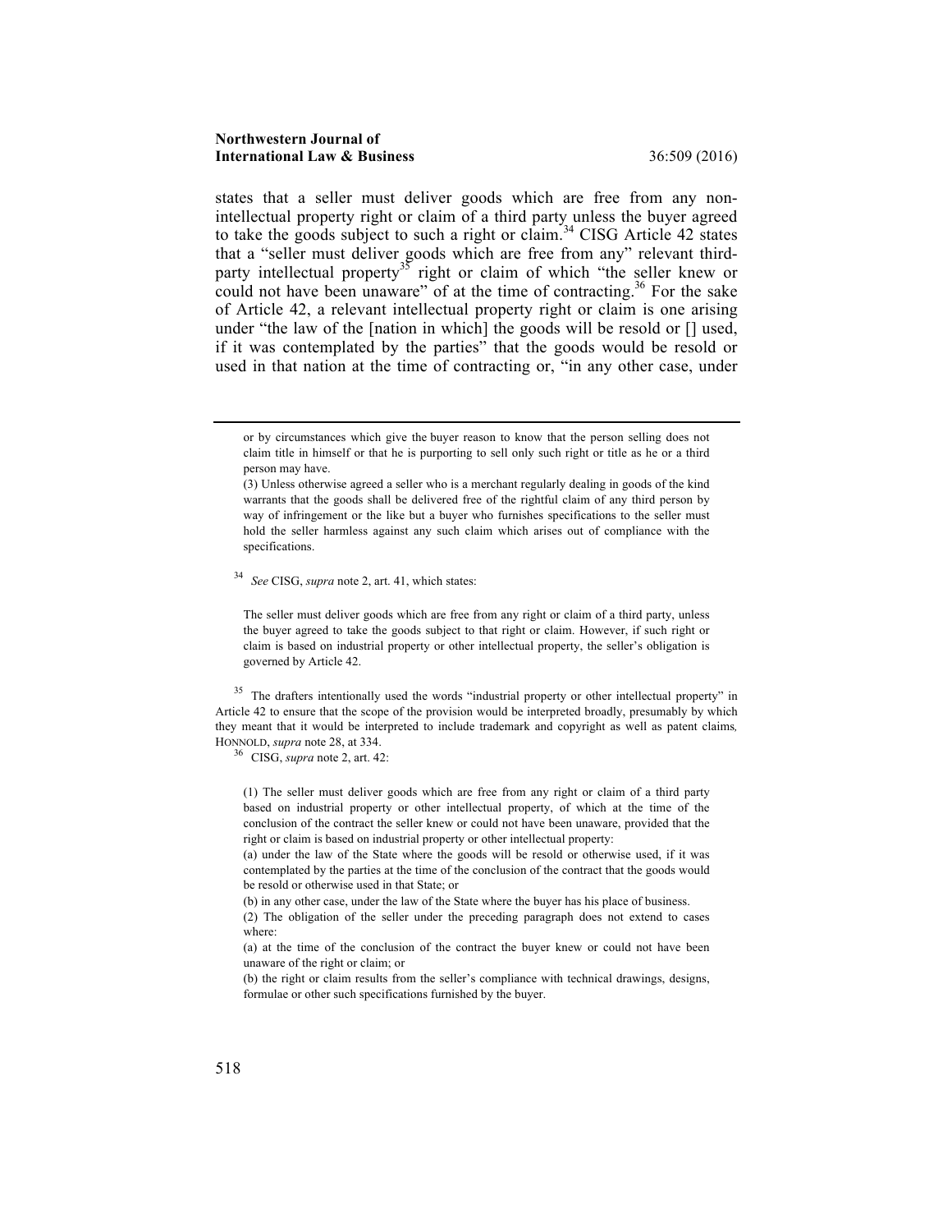states that a seller must deliver goods which are free from any non-intellectual property right or claim of a third party unless the buyer agreed to take the goods subject to such a right or claim.[34] CISG Article 42 states that a "seller must deliver goods which are free from any" relevant third-party intellectual property[35] right or claim of which "the seller knew or could not have been unaware" of at the time of contracting.[36] For the sake of Article 42, a relevant intellectual property right or claim is one arising under "the law of the [nation in which] the goods will be resold or [] used, if it was contemplated by the parties" that the goods would be resold or used in that nation at the time of contracting or, "in any other case, under

---

> or by circumstances which give the buyer reason to know that the person selling does not claim title in himself or that he is purporting to sell only such right or title as he or a third person may have.
>
> (3) Unless otherwise agreed a seller who is a merchant regularly dealing in goods of the kind warrants that the goods shall be delivered free of the rightful claim of any third person by way of infringement or the like but a buyer who furnishes specifications to the seller must hold the seller harmless against any such claim which arises out of compliance with the specifications.

[34] *See* CISG, *supra* note 2, art. 41, which states:

> The seller must deliver goods which are free from any right or claim of a third party, unless the buyer agreed to take the goods subject to that right or claim. However, if such right or claim is based on industrial property or other intellectual property, the seller's obligation is governed by Article 42.

[35] The drafters intentionally used the words "industrial property or other intellectual property" in Article 42 to ensure that the scope of the provision would be interpreted broadly, presumably by which they meant that it would be interpreted to include trademark and copyright as well as patent claims*,* HONNOLD, *supra* note 28, at 334.

[36] CISG, *supra* note 2, art. 42:

> (1) The seller must deliver goods which are free from any right or claim of a third party based on industrial property or other intellectual property, of which at the time of the conclusion of the contract the seller knew or could not have been unaware, provided that the right or claim is based on industrial property or other intellectual property:
>
> (a) under the law of the State where the goods will be resold or otherwise used, if it was contemplated by the parties at the time of the conclusion of the contract that the goods would be resold or otherwise used in that State; or
>
> (b) in any other case, under the law of the State where the buyer has his place of business.
>
> (2) The obligation of the seller under the preceding paragraph does not extend to cases where:
>
> (a) at the time of the conclusion of the contract the buyer knew or could not have been unaware of the right or claim; or
>
> (b) the right or claim results from the seller's compliance with technical drawings, designs, formulae or other such specifications furnished by the buyer.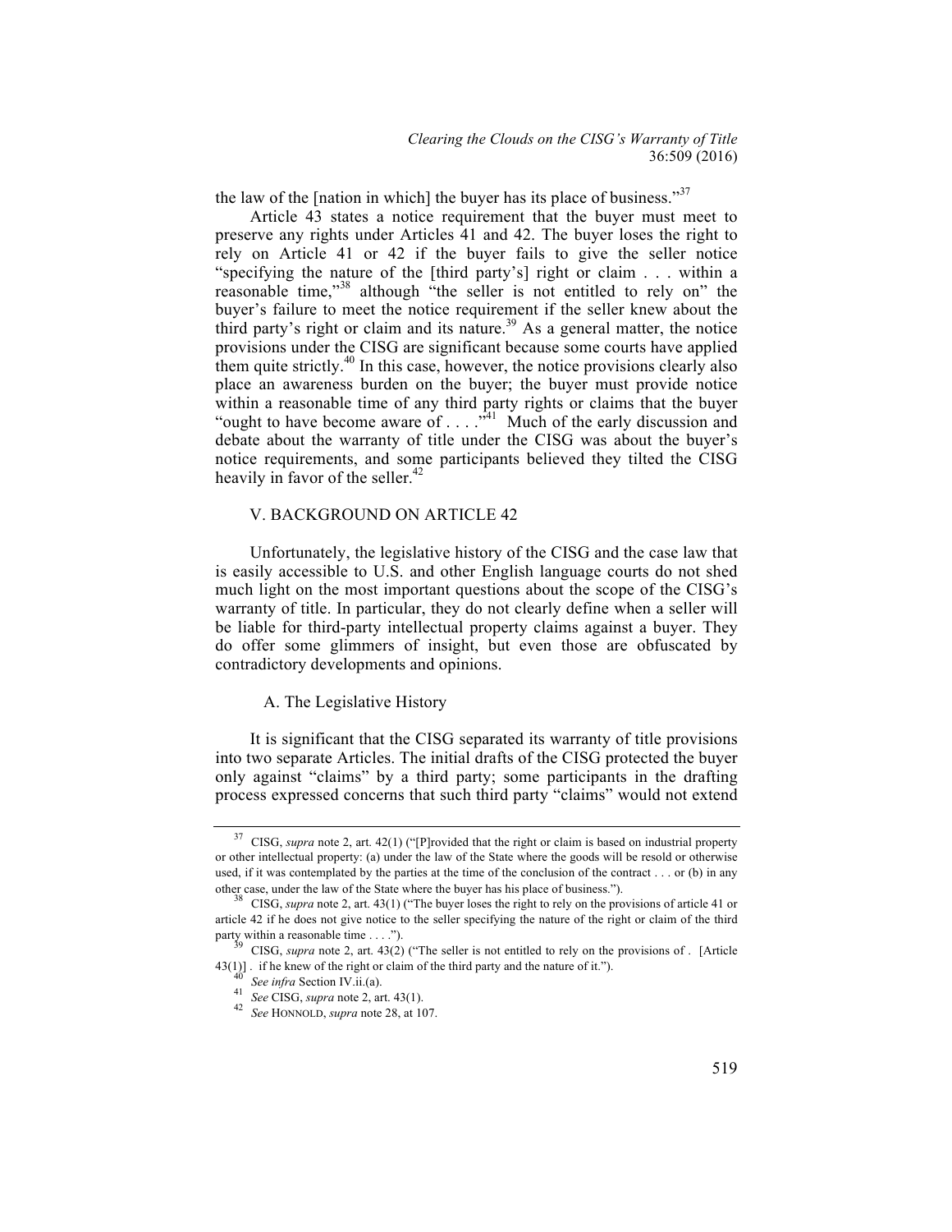the law of the [nation in which] the buyer has its place of business."[37]

Article 43 states a notice requirement that the buyer must meet to preserve any rights under Articles 41 and 42. The buyer loses the right to rely on Article 41 or 42 if the buyer fails to give the seller notice "specifying the nature of the [third party's] right or claim . . . within a reasonable time,"[38] although "the seller is not entitled to rely on" the buyer's failure to meet the notice requirement if the seller knew about the third party's right or claim and its nature.[39] As a general matter, the notice provisions under the CISG are significant because some courts have applied them quite strictly.[40] In this case, however, the notice provisions clearly also place an awareness burden on the buyer; the buyer must provide notice within a reasonable time of any third party rights or claims that the buyer "ought to have become aware of . . . ."[41] Much of the early discussion and debate about the warranty of title under the CISG was about the buyer's notice requirements, and some participants believed they tilted the CISG heavily in favor of the seller.[42]

## V. BACKGROUND ON ARTICLE 42

Unfortunately, the legislative history of the CISG and the case law that is easily accessible to U.S. and other English language courts do not shed much light on the most important questions about the scope of the CISG's warranty of title. In particular, they do not clearly define when a seller will be liable for third-party intellectual property claims against a buyer. They do offer some glimmers of insight, but even those are obfuscated by contradictory developments and opinions.

### A. The Legislative History

It is significant that the CISG separated its warranty of title provisions into two separate Articles. The initial drafts of the CISG protected the buyer only against "claims" by a third party; some participants in the drafting process expressed concerns that such third party "claims" would not extend

---

[37] CISG, *supra* note 2, art. 42(1) ("[P]rovided that the right or claim is based on industrial property or other intellectual property: (a) under the law of the State where the goods will be resold or otherwise used, if it was contemplated by the parties at the time of the conclusion of the contract . . . or (b) in any other case, under the law of the State where the buyer has his place of business.").

[38] CISG, *supra* note 2, art. 43(1) ("The buyer loses the right to rely on the provisions of article 41 or article 42 if he does not give notice to the seller specifying the nature of the right or claim of the third party within a reasonable time . . . .").

[39] CISG, *supra* note 2, art. 43(2) ("The seller is not entitled to rely on the provisions of . [Article 43(1)] . if he knew of the right or claim of the third party and the nature of it.").

[40] *See infra* Section IV.ii.(a).

[41] *See* CISG, *supra* note 2, art. 43(1).

[42] *See* HONNOLD, *supra* note 28, at 107.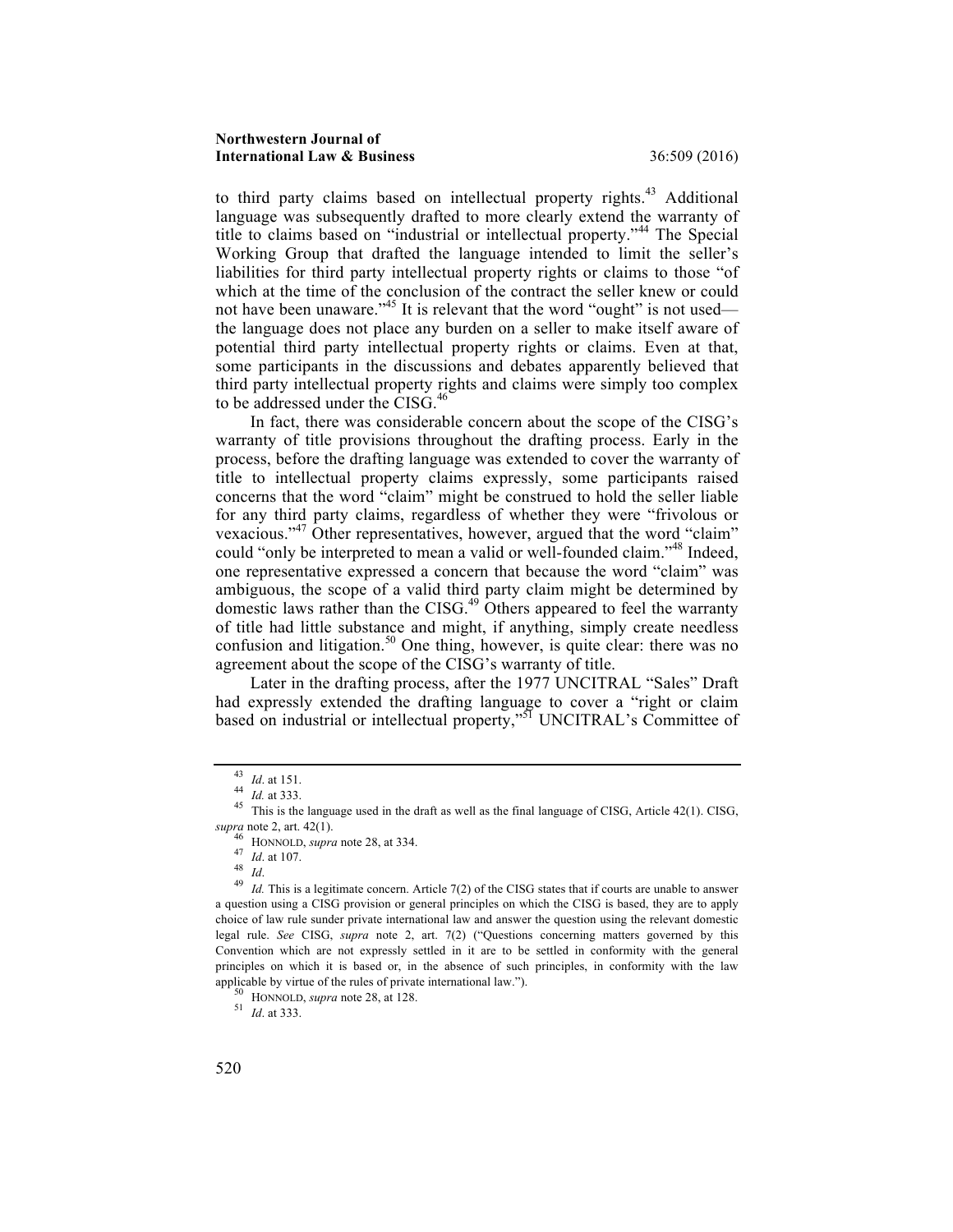to third party claims based on intellectual property rights.[43] Additional language was subsequently drafted to more clearly extend the warranty of title to claims based on "industrial or intellectual property."[44] The Special Working Group that drafted the language intended to limit the seller's liabilities for third party intellectual property rights or claims to those "of which at the time of the conclusion of the contract the seller knew or could not have been unaware."[45] It is relevant that the word "ought" is not used—the language does not place any burden on a seller to make itself aware of potential third party intellectual property rights or claims. Even at that, some participants in the discussions and debates apparently believed that third party intellectual property rights and claims were simply too complex to be addressed under the CISG.[46]

In fact, there was considerable concern about the scope of the CISG's warranty of title provisions throughout the drafting process. Early in the process, before the drafting language was extended to cover the warranty of title to intellectual property claims expressly, some participants raised concerns that the word "claim" might be construed to hold the seller liable for any third party claims, regardless of whether they were "frivolous or vexacious."[47] Other representatives, however, argued that the word "claim" could "only be interpreted to mean a valid or well-founded claim."[48] Indeed, one representative expressed a concern that because the word "claim" was ambiguous, the scope of a valid third party claim might be determined by domestic laws rather than the CISG.[49] Others appeared to feel the warranty of title had little substance and might, if anything, simply create needless confusion and litigation.[50] One thing, however, is quite clear: there was no agreement about the scope of the CISG's warranty of title.

Later in the drafting process, after the 1977 UNCITRAL "Sales" Draft had expressly extended the drafting language to cover a "right or claim based on industrial or intellectual property,"[51] UNCITRAL's Committee of

---

[43] *Id*. at 151.

[44] *Id.* at 333.

[45] This is the language used in the draft as well as the final language of CISG, Article 42(1). CISG, *supra* note 2, art. 42(1).

[46] HONNOLD, *supra* note 28, at 334.

[47] *Id*. at 107.

[48] *Id*.

[49] *Id.* This is a legitimate concern. Article 7(2) of the CISG states that if courts are unable to answer a question using a CISG provision or general principles on which the CISG is based, they are to apply choice of law rule sunder private international law and answer the question using the relevant domestic legal rule. *See* CISG, *supra* note 2, art. 7(2) ("Questions concerning matters governed by this Convention which are not expressly settled in it are to be settled in conformity with the general principles on which it is based or, in the absence of such principles, in conformity with the law applicable by virtue of the rules of private international law.").

[50] HONNOLD, *supra* note 28, at 128.

[51] *Id*. at 333.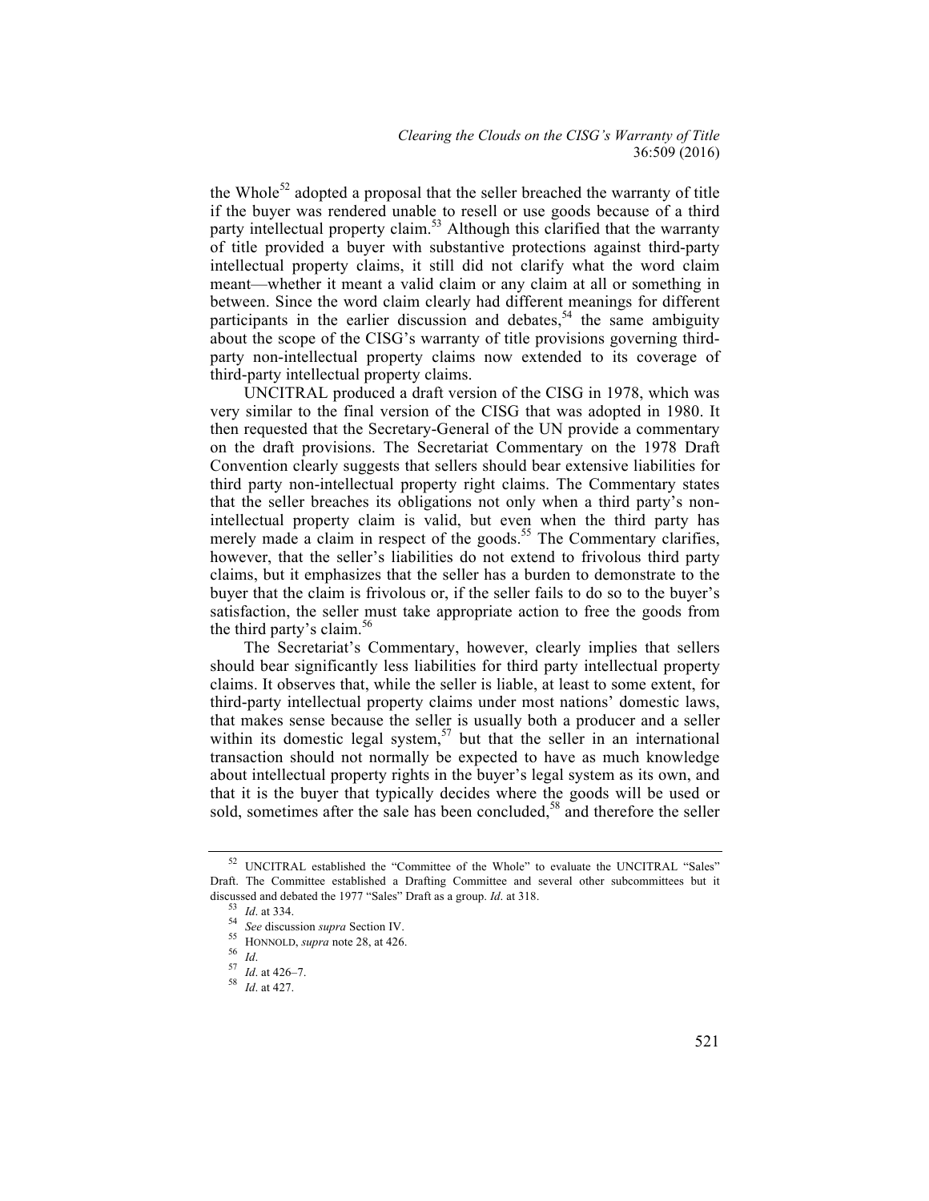the Whole[52] adopted a proposal that the seller breached the warranty of title if the buyer was rendered unable to resell or use goods because of a third party intellectual property claim.[53] Although this clarified that the warranty of title provided a buyer with substantive protections against third-party intellectual property claims, it still did not clarify what the word claim meant—whether it meant a valid claim or any claim at all or something in between. Since the word claim clearly had different meanings for different participants in the earlier discussion and debates,[54] the same ambiguity about the scope of the CISG's warranty of title provisions governing third-party non-intellectual property claims now extended to its coverage of third-party intellectual property claims.

UNCITRAL produced a draft version of the CISG in 1978, which was very similar to the final version of the CISG that was adopted in 1980. It then requested that the Secretary-General of the UN provide a commentary on the draft provisions. The Secretariat Commentary on the 1978 Draft Convention clearly suggests that sellers should bear extensive liabilities for third party non-intellectual property right claims. The Commentary states that the seller breaches its obligations not only when a third party's non-intellectual property claim is valid, but even when the third party has merely made a claim in respect of the goods.[55] The Commentary clarifies, however, that the seller's liabilities do not extend to frivolous third party claims, but it emphasizes that the seller has a burden to demonstrate to the buyer that the claim is frivolous or, if the seller fails to do so to the buyer's satisfaction, the seller must take appropriate action to free the goods from the third party's claim.[56]

The Secretariat's Commentary, however, clearly implies that sellers should bear significantly less liabilities for third party intellectual property claims. It observes that, while the seller is liable, at least to some extent, for third-party intellectual property claims under most nations' domestic laws, that makes sense because the seller is usually both a producer and a seller within its domestic legal system,[57] but that the seller in an international transaction should not normally be expected to have as much knowledge about intellectual property rights in the buyer's legal system as its own, and that it is the buyer that typically decides where the goods will be used or sold, sometimes after the sale has been concluded,[58] and therefore the seller

---

[52] UNCITRAL established the "Committee of the Whole" to evaluate the UNCITRAL "Sales" Draft. The Committee established a Drafting Committee and several other subcommittees but it discussed and debated the 1977 "Sales" Draft as a group. *Id*. at 318.

[53] *Id*. at 334.

[54] *See* discussion *supra* Section IV.

[55] HONNOLD, *supra* note 28, at 426.

[56] *Id*.

[57] *Id*. at 426–7.

[58] *Id*. at 427.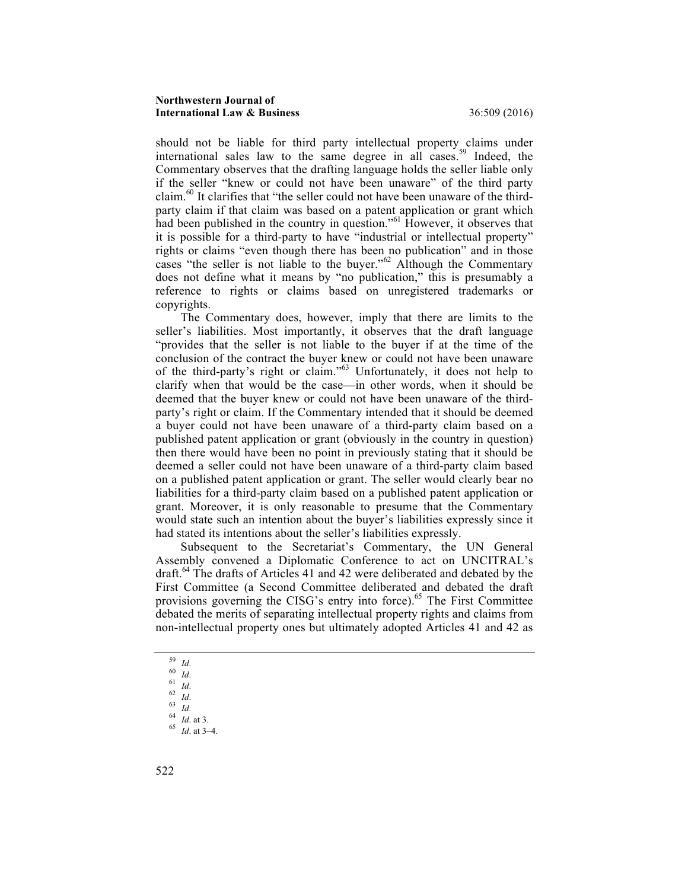should not be liable for third party intellectual property claims under international sales law to the same degree in all cases.[59] Indeed, the Commentary observes that the drafting language holds the seller liable only if the seller "knew or could not have been unaware" of the third party claim.[60] It clarifies that "the seller could not have been unaware of the third-party claim if that claim was based on a patent application or grant which had been published in the country in question."[61] However, it observes that it is possible for a third-party to have "industrial or intellectual property" rights or claims "even though there has been no publication" and in those cases "the seller is not liable to the buyer."[62] Although the Commentary does not define what it means by "no publication," this is presumably a reference to rights or claims based on unregistered trademarks or copyrights.

The Commentary does, however, imply that there are limits to the seller's liabilities. Most importantly, it observes that the draft language "provides that the seller is not liable to the buyer if at the time of the conclusion of the contract the buyer knew or could not have been unaware of the third-party's right or claim."[63] Unfortunately, it does not help to clarify when that would be the case—in other words, when it should be deemed that the buyer knew or could not have been unaware of the third-party's right or claim. If the Commentary intended that it should be deemed a buyer could not have been unaware of a third-party claim based on a published patent application or grant (obviously in the country in question) then there would have been no point in previously stating that it should be deemed a seller could not have been unaware of a third-party claim based on a published patent application or grant. The seller would clearly bear no liabilities for a third-party claim based on a published patent application or grant. Moreover, it is only reasonable to presume that the Commentary would state such an intention about the buyer's liabilities expressly since it had stated its intentions about the seller's liabilities expressly.

Subsequent to the Secretariat's Commentary, the UN General Assembly convened a Diplomatic Conference to act on UNCITRAL's draft.[64] The drafts of Articles 41 and 42 were deliberated and debated by the First Committee (a Second Committee deliberated and debated the draft provisions governing the CISG's entry into force).[65] The First Committee debated the merits of separating intellectual property rights and claims from non-intellectual property ones but ultimately adopted Articles 41 and 42 as

---

[59] *Id*.

[60] *Id*.

[61] *Id*.

[62] *Id*.

[63] *Id*.

[64] *Id*. at 3.

[65] *Id*. at 3–4.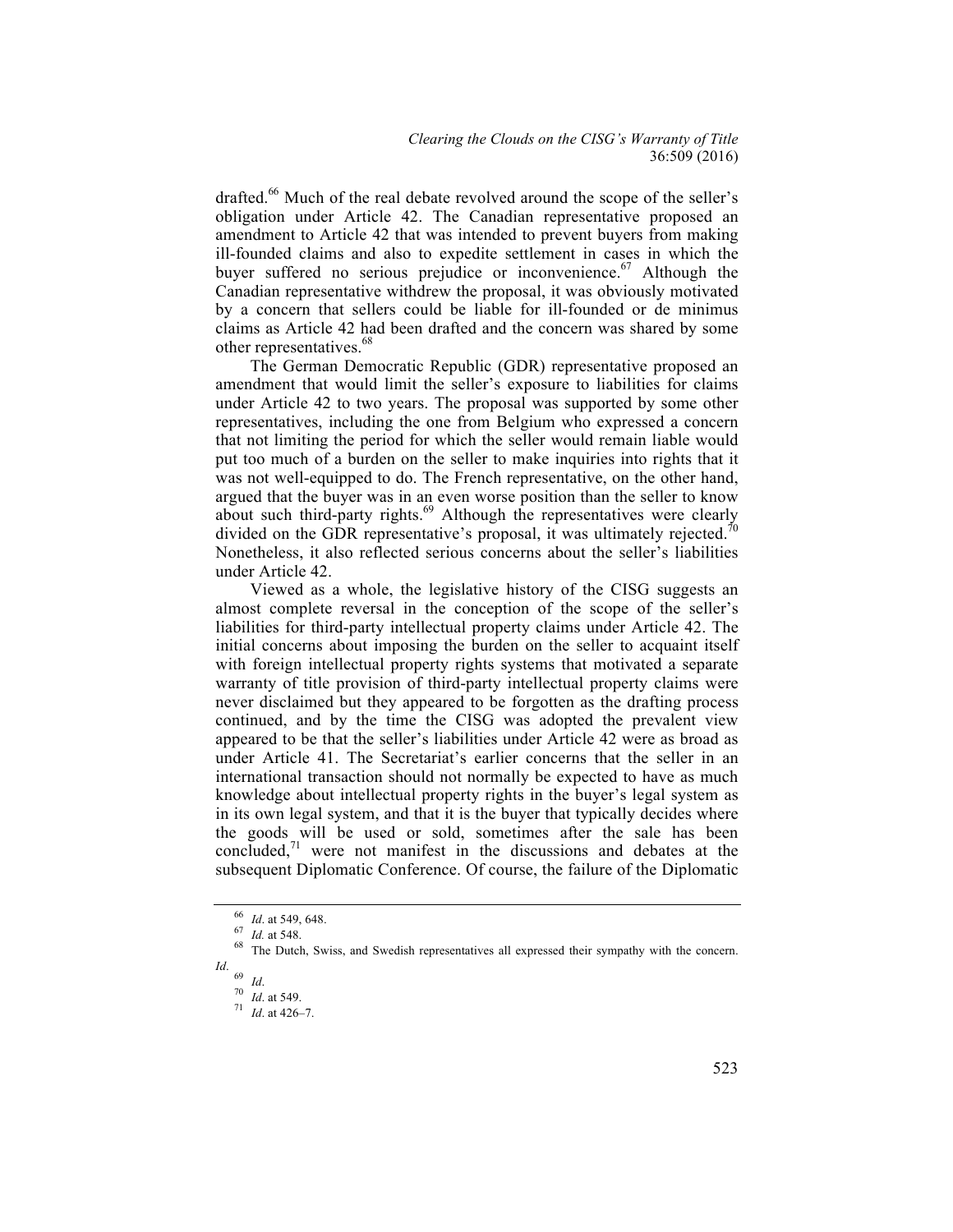drafted.[66] Much of the real debate revolved around the scope of the seller's obligation under Article 42. The Canadian representative proposed an amendment to Article 42 that was intended to prevent buyers from making ill-founded claims and also to expedite settlement in cases in which the buyer suffered no serious prejudice or inconvenience.[67] Although the Canadian representative withdrew the proposal, it was obviously motivated by a concern that sellers could be liable for ill-founded or de minimus claims as Article 42 had been drafted and the concern was shared by some other representatives.[68]

The German Democratic Republic (GDR) representative proposed an amendment that would limit the seller's exposure to liabilities for claims under Article 42 to two years. The proposal was supported by some other representatives, including the one from Belgium who expressed a concern that not limiting the period for which the seller would remain liable would put too much of a burden on the seller to make inquiries into rights that it was not well-equipped to do. The French representative, on the other hand, argued that the buyer was in an even worse position than the seller to know about such third-party rights.[69] Although the representatives were clearly divided on the GDR representative's proposal, it was ultimately rejected.[70] Nonetheless, it also reflected serious concerns about the seller's liabilities under Article 42.

Viewed as a whole, the legislative history of the CISG suggests an almost complete reversal in the conception of the scope of the seller's liabilities for third-party intellectual property claims under Article 42. The initial concerns about imposing the burden on the seller to acquaint itself with foreign intellectual property rights systems that motivated a separate warranty of title provision of third-party intellectual property claims were never disclaimed but they appeared to be forgotten as the drafting process continued, and by the time the CISG was adopted the prevalent view appeared to be that the seller's liabilities under Article 42 were as broad as under Article 41. The Secretariat's earlier concerns that the seller in an international transaction should not normally be expected to have as much knowledge about intellectual property rights in the buyer's legal system as in its own legal system, and that it is the buyer that typically decides where the goods will be used or sold, sometimes after the sale has been concluded,[71] were not manifest in the discussions and debates at the subsequent Diplomatic Conference. Of course, the failure of the Diplomatic

---

[66] *Id*. at 549, 648.

[67] *Id.* at 548.

[68] The Dutch, Swiss, and Swedish representatives all expressed their sympathy with the concern. *Id*.

[69] *Id*.

[70] *Id*. at 549.

[71] *Id*. at 426–7.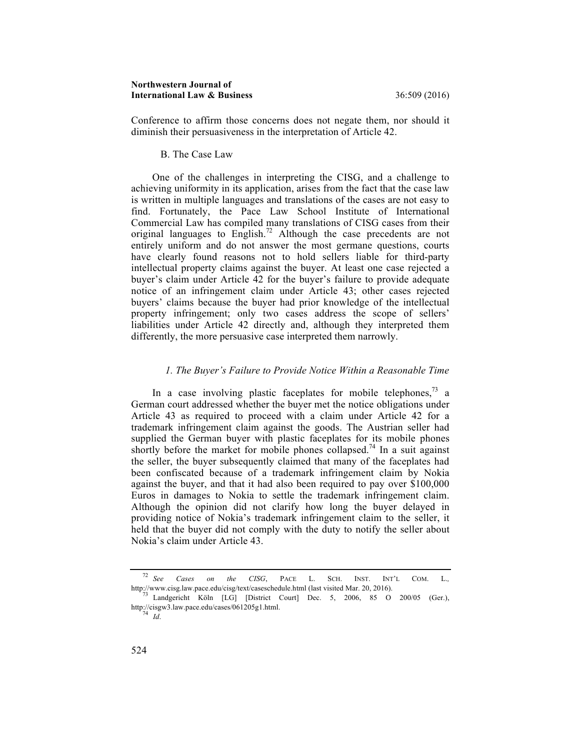Conference to affirm those concerns does not negate them, nor should it diminish their persuasiveness in the interpretation of Article 42.

### B. The Case Law

One of the challenges in interpreting the CISG, and a challenge to achieving uniformity in its application, arises from the fact that the case law is written in multiple languages and translations of the cases are not easy to find. Fortunately, the Pace Law School Institute of International Commercial Law has compiled many translations of CISG cases from their original languages to English.[72] Although the case precedents are not entirely uniform and do not answer the most germane questions, courts have clearly found reasons not to hold sellers liable for third-party intellectual property claims against the buyer. At least one case rejected a buyer's claim under Article 42 for the buyer's failure to provide adequate notice of an infringement claim under Article 43; other cases rejected buyers' claims because the buyer had prior knowledge of the intellectual property infringement; only two cases address the scope of sellers' liabilities under Article 42 directly and, although they interpreted them differently, the more persuasive case interpreted them narrowly.

#### *1. The Buyer's Failure to Provide Notice Within a Reasonable Time*

In a case involving plastic faceplates for mobile telephones,[73] a German court addressed whether the buyer met the notice obligations under Article 43 as required to proceed with a claim under Article 42 for a trademark infringement claim against the goods. The Austrian seller had supplied the German buyer with plastic faceplates for its mobile phones shortly before the market for mobile phones collapsed.[74] In a suit against the seller, the buyer subsequently claimed that many of the faceplates had been confiscated because of a trademark infringement claim by Nokia against the buyer, and that it had also been required to pay over $100,000 Euros in damages to Nokia to settle the trademark infringement claim. Although the opinion did not clarify how long the buyer delayed in providing notice of Nokia's trademark infringement claim to the seller, it held that the buyer did not comply with the duty to notify the seller about Nokia's claim under Article 43.

---

[72] *See Cases on the CISG*, PACE L. SCH. INST. INT'L COM. L., http://www.cisg.law.pace.edu/cisg/text/caseschedule.html (last visited Mar. 20, 2016).

[73] Landgericht Köln [LG] [District Court] Dec. 5, 2006, 85 O 200/05 (Ger.), http://cisgw3.law.pace.edu/cases/061205g1.html.

[74] *Id*.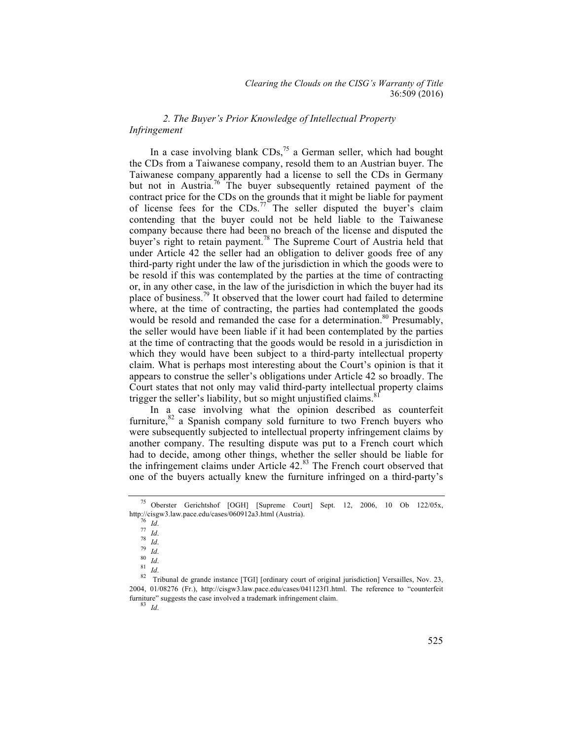### 2. The Buyer's Prior Knowledge of Intellectual Property Infringement

In a case involving blank CDs,[75] a German seller, which had bought the CDs from a Taiwanese company, resold them to an Austrian buyer. The Taiwanese company apparently had a license to sell the CDs in Germany but not in Austria.[76] The buyer subsequently retained payment of the contract price for the CDs on the grounds that it might be liable for payment of license fees for the CDs.[77] The seller disputed the buyer's claim contending that the buyer could not be held liable to the Taiwanese company because there had been no breach of the license and disputed the buyer's right to retain payment.[78] The Supreme Court of Austria held that under Article 42 the seller had an obligation to deliver goods free of any third-party right under the law of the jurisdiction in which the goods were to be resold if this was contemplated by the parties at the time of contracting or, in any other case, in the law of the jurisdiction in which the buyer had its place of business.[79] It observed that the lower court had failed to determine where, at the time of contracting, the parties had contemplated the goods would be resold and remanded the case for a determination.[80] Presumably, the seller would have been liable if it had been contemplated by the parties at the time of contracting that the goods would be resold in a jurisdiction in which they would have been subject to a third-party intellectual property claim. What is perhaps most interesting about the Court's opinion is that it appears to construe the seller's obligations under Article 42 so broadly. The Court states that not only may valid third-party intellectual property claims trigger the seller's liability, but so might unjustified claims.[81]

In a case involving what the opinion described as counterfeit furniture,[82] a Spanish company sold furniture to two French buyers who were subsequently subjected to intellectual property infringement claims by another company. The resulting dispute was put to a French court which had to decide, among other things, whether the seller should be liable for the infringement claims under Article 42.[83] The French court observed that one of the buyers actually knew the furniture infringed on a third-party's

---

[75] Oberster Gerichtshof [OGH] [Supreme Court] Sept. 12, 2006, 10 Ob 122/05x, http://cisgw3.law.pace.edu/cases/060912a3.html (Austria).

[76] *Id*.

[77] *Id*.

[78] *Id*.

[79] *Id*.

[80] *Id*.

[81] *Id*.

[82] Tribunal de grande instance [TGI] [ordinary court of original jurisdiction] Versailles, Nov. 23, 2004, 01/08276 (Fr.), http://cisgw3.law.pace.edu/cases/041123f1.html. The reference to "counterfeit furniture" suggests the case involved a trademark infringement claim.

[83] *Id*.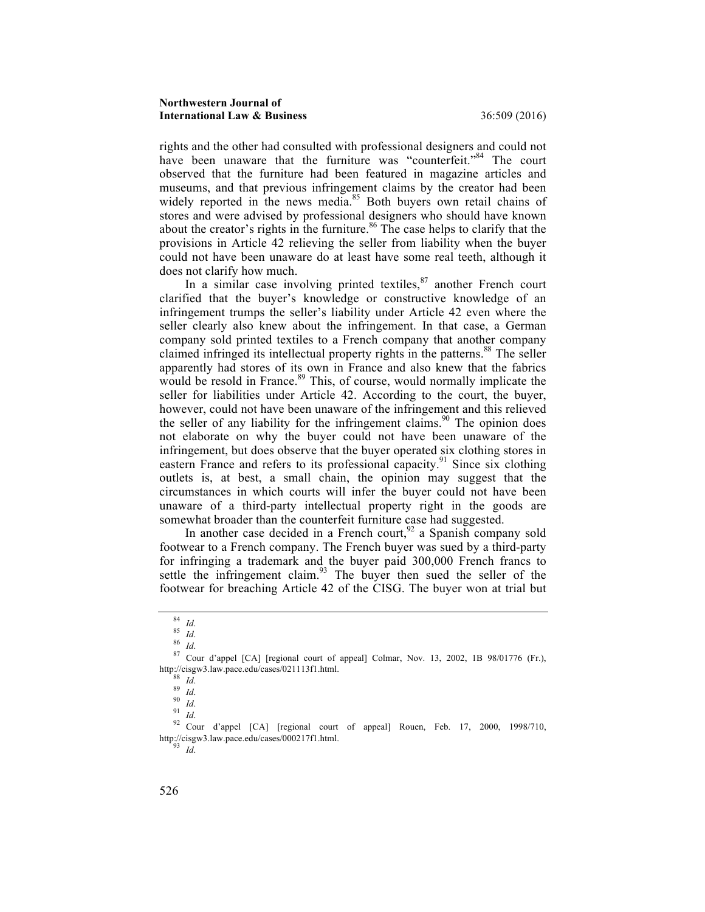rights and the other had consulted with professional designers and could not have been unaware that the furniture was "counterfeit."[84] The court observed that the furniture had been featured in magazine articles and museums, and that previous infringement claims by the creator had been widely reported in the news media.[85] Both buyers own retail chains of stores and were advised by professional designers who should have known about the creator's rights in the furniture.[86] The case helps to clarify that the provisions in Article 42 relieving the seller from liability when the buyer could not have been unaware do at least have some real teeth, although it does not clarify how much.

In a similar case involving printed textiles,[87] another French court clarified that the buyer's knowledge or constructive knowledge of an infringement trumps the seller's liability under Article 42 even where the seller clearly also knew about the infringement. In that case, a German company sold printed textiles to a French company that another company claimed infringed its intellectual property rights in the patterns.[88] The seller apparently had stores of its own in France and also knew that the fabrics would be resold in France.[89] This, of course, would normally implicate the seller for liabilities under Article 42. According to the court, the buyer, however, could not have been unaware of the infringement and this relieved the seller of any liability for the infringement claims.[90] The opinion does not elaborate on why the buyer could not have been unaware of the infringement, but does observe that the buyer operated six clothing stores in eastern France and refers to its professional capacity.[91] Since six clothing outlets is, at best, a small chain, the opinion may suggest that the circumstances in which courts will infer the buyer could not have been unaware of a third-party intellectual property right in the goods are somewhat broader than the counterfeit furniture case had suggested.

In another case decided in a French court,[92] a Spanish company sold footwear to a French company. The French buyer was sued by a third-party for infringing a trademark and the buyer paid 300,000 French francs to settle the infringement claim.[93] The buyer then sued the seller of the footwear for breaching Article 42 of the CISG. The buyer won at trial but

---

[84] *Id*.

[85] *Id*.

[86] *Id*.

[87] Cour d'appel [CA] [regional court of appeal] Colmar, Nov. 13, 2002, 1B 98/01776 (Fr.), http://cisgw3.law.pace.edu/cases/021113f1.html.

[88] *Id*.

[89] *Id*.

[90] *Id*.

[91] *Id*.

[92] Cour d'appel [CA] [regional court of appeal] Rouen, Feb. 17, 2000, 1998/710, http://cisgw3.law.pace.edu/cases/000217f1.html.

[93] *Id*.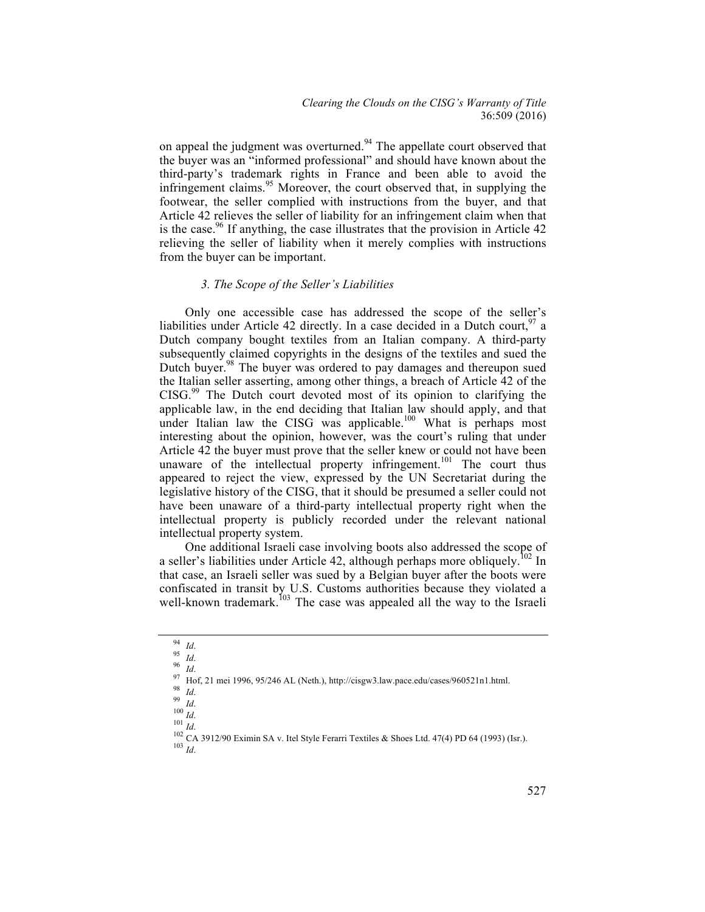on appeal the judgment was overturned.[94] The appellate court observed that the buyer was an "informed professional" and should have known about the third-party's trademark rights in France and been able to avoid the infringement claims.[95] Moreover, the court observed that, in supplying the footwear, the seller complied with instructions from the buyer, and that Article 42 relieves the seller of liability for an infringement claim when that is the case.[96] If anything, the case illustrates that the provision in Article 42 relieving the seller of liability when it merely complies with instructions from the buyer can be important.

### *3. The Scope of the Seller's Liabilities*

Only one accessible case has addressed the scope of the seller's liabilities under Article 42 directly. In a case decided in a Dutch court,[97] a Dutch company bought textiles from an Italian company. A third-party subsequently claimed copyrights in the designs of the textiles and sued the Dutch buyer.[98] The buyer was ordered to pay damages and thereupon sued the Italian seller asserting, among other things, a breach of Article 42 of the CISG.[99] The Dutch court devoted most of its opinion to clarifying the applicable law, in the end deciding that Italian law should apply, and that under Italian law the CISG was applicable.[100] What is perhaps most interesting about the opinion, however, was the court's ruling that under Article 42 the buyer must prove that the seller knew or could not have been unaware of the intellectual property infringement.[101] The court thus appeared to reject the view, expressed by the UN Secretariat during the legislative history of the CISG, that it should be presumed a seller could not have been unaware of a third-party intellectual property right when the intellectual property is publicly recorded under the relevant national intellectual property system.

One additional Israeli case involving boots also addressed the scope of a seller's liabilities under Article 42, although perhaps more obliquely.[102] In that case, an Israeli seller was sued by a Belgian buyer after the boots were confiscated in transit by U.S. Customs authorities because they violated a well-known trademark.[103] The case was appealed all the way to the Israeli

---

[94] *Id*.

[95] *Id*.

[96] *Id*.

[97] Hof, 21 mei 1996, 95/246 AL (Neth.), http://cisgw3.law.pace.edu/cases/960521n1.html.

[98] *Id*.

[99] *Id*.

[100] *Id*.

[101] *Id*.

[102] CA 3912/90 Eximin SA v. Itel Style Ferarri Textiles & Shoes Ltd. 47(4) PD 64 (1993) (Isr.).

[103] *Id*.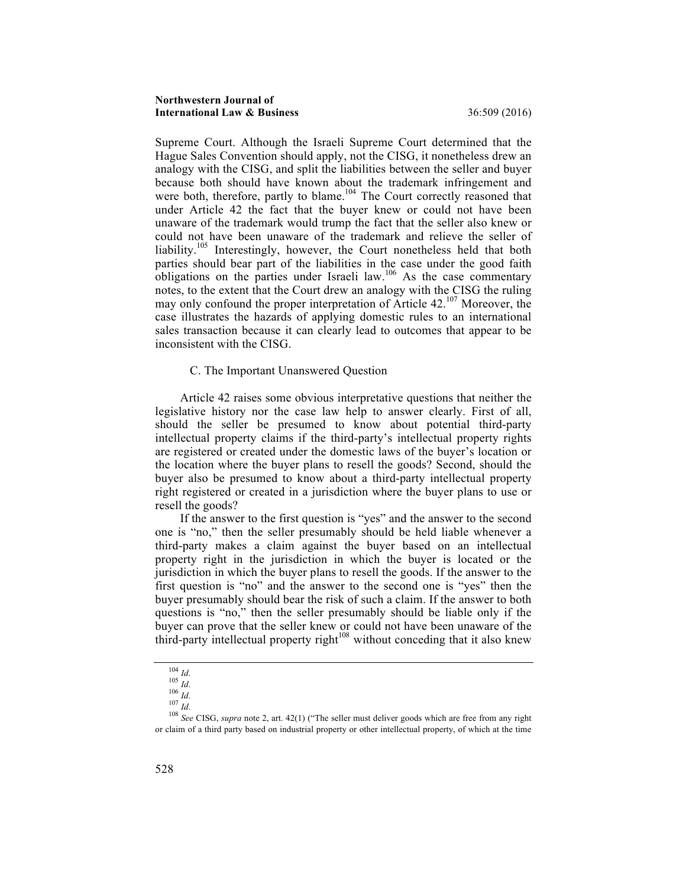Supreme Court. Although the Israeli Supreme Court determined that the Hague Sales Convention should apply, not the CISG, it nonetheless drew an analogy with the CISG, and split the liabilities between the seller and buyer because both should have known about the trademark infringement and were both, therefore, partly to blame.[104] The Court correctly reasoned that under Article 42 the fact that the buyer knew or could not have been unaware of the trademark would trump the fact that the seller also knew or could not have been unaware of the trademark and relieve the seller of liability.[105] Interestingly, however, the Court nonetheless held that both parties should bear part of the liabilities in the case under the good faith obligations on the parties under Israeli law.[106] As the case commentary notes, to the extent that the Court drew an analogy with the CISG the ruling may only confound the proper interpretation of Article 42.[107] Moreover, the case illustrates the hazards of applying domestic rules to an international sales transaction because it can clearly lead to outcomes that appear to be inconsistent with the CISG.

### C. The Important Unanswered Question

Article 42 raises some obvious interpretative questions that neither the legislative history nor the case law help to answer clearly. First of all, should the seller be presumed to know about potential third-party intellectual property claims if the third-party's intellectual property rights are registered or created under the domestic laws of the buyer's location or the location where the buyer plans to resell the goods? Second, should the buyer also be presumed to know about a third-party intellectual property right registered or created in a jurisdiction where the buyer plans to use or resell the goods?

If the answer to the first question is "yes" and the answer to the second one is "no," then the seller presumably should be held liable whenever a third-party makes a claim against the buyer based on an intellectual property right in the jurisdiction in which the buyer is located or the jurisdiction in which the buyer plans to resell the goods. If the answer to the first question is "no" and the answer to the second one is "yes" then the buyer presumably should bear the risk of such a claim. If the answer to both questions is "no," then the seller presumably should be liable only if the buyer can prove that the seller knew or could not have been unaware of the third-party intellectual property right[108] without conceding that it also knew

---

[104] *Id*.

[105] *Id*.

[106] *Id*.

[107] *Id*.

[108] *See* CISG, *supra* note 2, art. 42(1) ("The seller must deliver goods which are free from any right or claim of a third party based on industrial property or other intellectual property, of which at the time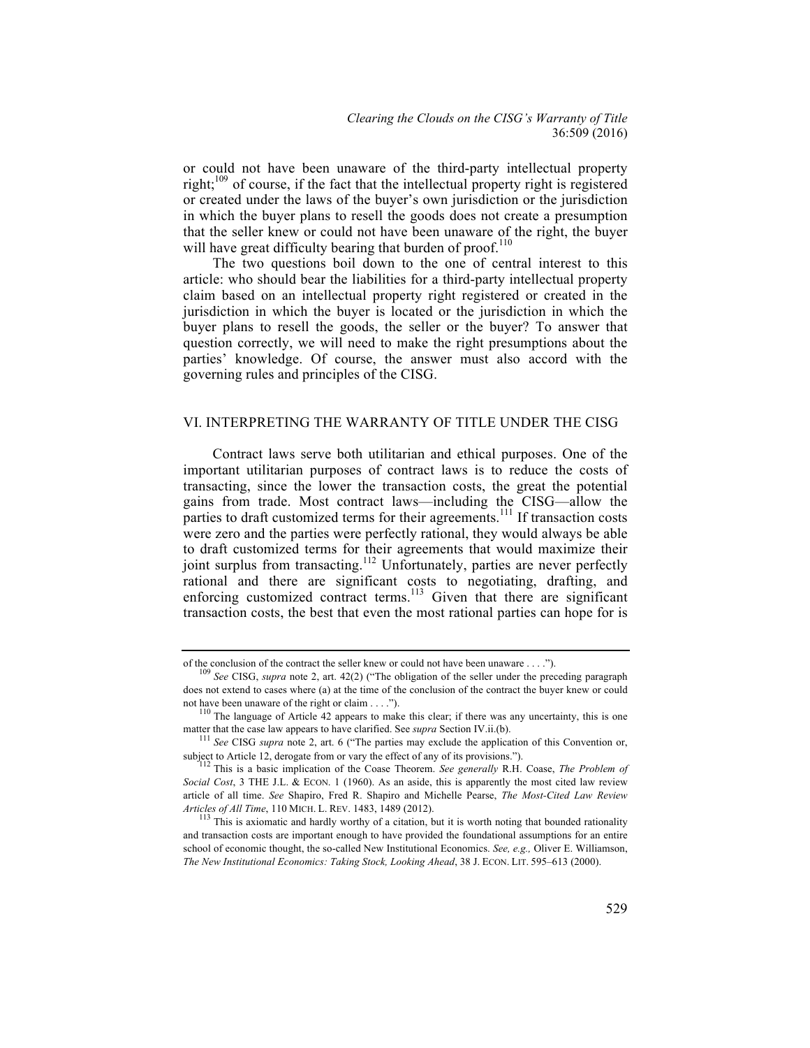or could not have been unaware of the third-party intellectual property right;[109] of course, if the fact that the intellectual property right is registered or created under the laws of the buyer's own jurisdiction or the jurisdiction in which the buyer plans to resell the goods does not create a presumption that the seller knew or could not have been unaware of the right, the buyer will have great difficulty bearing that burden of proof.[110]

The two questions boil down to the one of central interest to this article: who should bear the liabilities for a third-party intellectual property claim based on an intellectual property right registered or created in the jurisdiction in which the buyer is located or the jurisdiction in which the buyer plans to resell the goods, the seller or the buyer? To answer that question correctly, we will need to make the right presumptions about the parties' knowledge. Of course, the answer must also accord with the governing rules and principles of the CISG.

## VI. INTERPRETING THE WARRANTY OF TITLE UNDER THE CISG

Contract laws serve both utilitarian and ethical purposes. One of the important utilitarian purposes of contract laws is to reduce the costs of transacting, since the lower the transaction costs, the great the potential gains from trade. Most contract laws—including the CISG—allow the parties to draft customized terms for their agreements.[111] If transaction costs were zero and the parties were perfectly rational, they would always be able to draft customized terms for their agreements that would maximize their joint surplus from transacting.[112] Unfortunately, parties are never perfectly rational and there are significant costs to negotiating, drafting, and enforcing customized contract terms.[113] Given that there are significant transaction costs, the best that even the most rational parties can hope for is

---

of the conclusion of the contract the seller knew or could not have been unaware . . . .").

[109] *See* CISG, *supra* note 2, art. 42(2) ("The obligation of the seller under the preceding paragraph does not extend to cases where (a) at the time of the conclusion of the contract the buyer knew or could not have been unaware of the right or claim . . . .").

[110] The language of Article 42 appears to make this clear; if there was any uncertainty, this is one matter that the case law appears to have clarified. See *supra* Section IV.ii.(b).

[111] *See* CISG *supra* note 2, art. 6 ("The parties may exclude the application of this Convention or, subject to Article 12, derogate from or vary the effect of any of its provisions.").

[112] This is a basic implication of the Coase Theorem. *See generally* R.H. Coase, *The Problem of Social Cost*, 3 THE J.L. & ECON. 1 (1960). As an aside, this is apparently the most cited law review article of all time. *See* Shapiro, Fred R. Shapiro and Michelle Pearse, *The Most-Cited Law Review Articles of All Time*, 110 MICH. L. REV. 1483, 1489 (2012).

[113] This is axiomatic and hardly worthy of a citation, but it is worth noting that bounded rationality and transaction costs are important enough to have provided the foundational assumptions for an entire school of economic thought, the so-called New Institutional Economics. *See, e.g.,* Oliver E. Williamson, *The New Institutional Economics: Taking Stock, Looking Ahead*, 38 J. ECON. LIT. 595–613 (2000).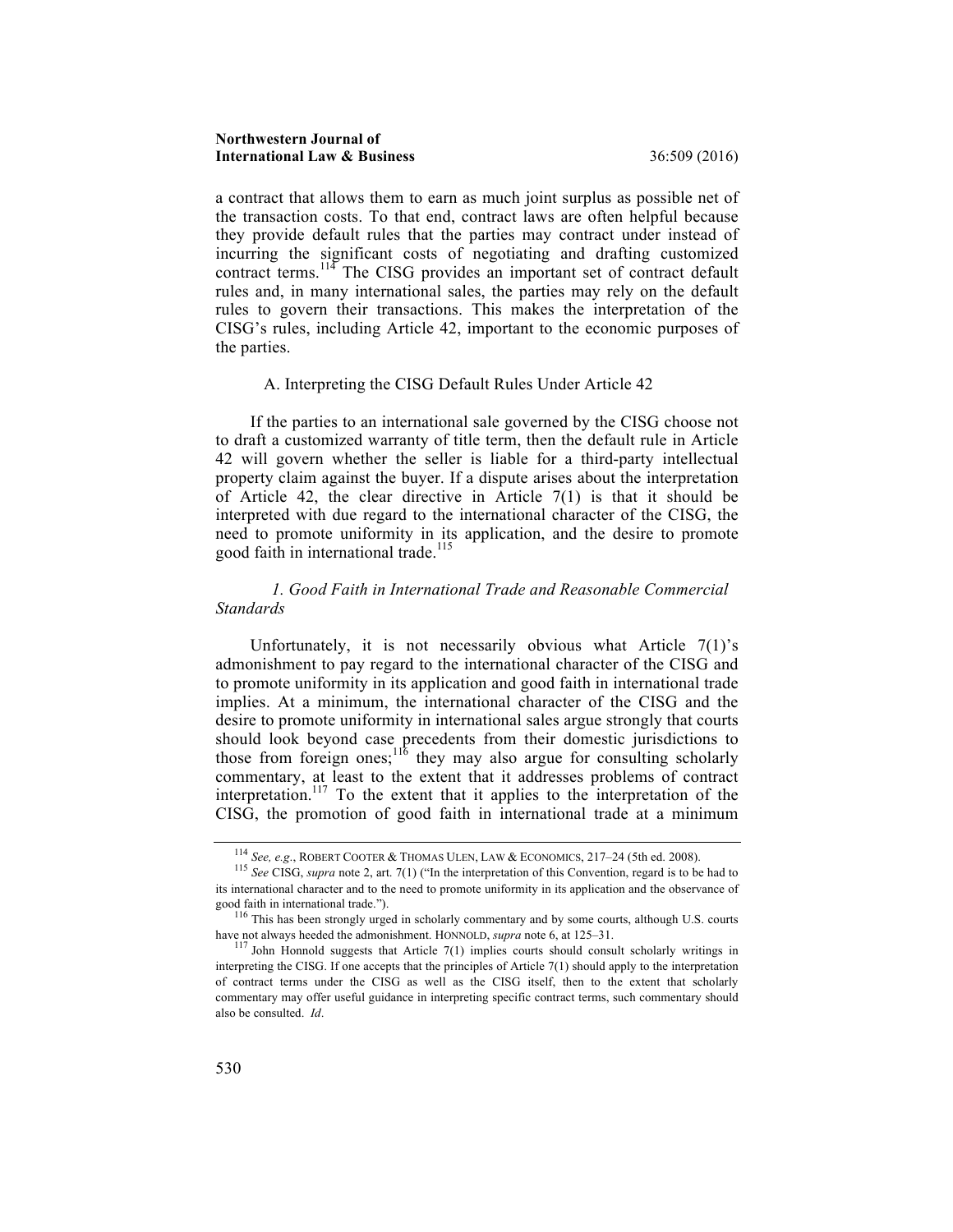a contract that allows them to earn as much joint surplus as possible net of the transaction costs. To that end, contract laws are often helpful because they provide default rules that the parties may contract under instead of incurring the significant costs of negotiating and drafting customized contract terms.[114] The CISG provides an important set of contract default rules and, in many international sales, the parties may rely on the default rules to govern their transactions. This makes the interpretation of the CISG's rules, including Article 42, important to the economic purposes of the parties.

### A. Interpreting the CISG Default Rules Under Article 42

If the parties to an international sale governed by the CISG choose not to draft a customized warranty of title term, then the default rule in Article 42 will govern whether the seller is liable for a third-party intellectual property claim against the buyer. If a dispute arises about the interpretation of Article 42, the clear directive in Article 7(1) is that it should be interpreted with due regard to the international character of the CISG, the need to promote uniformity in its application, and the desire to promote good faith in international trade.[115]

#### *1. Good Faith in International Trade and Reasonable Commercial Standards*

Unfortunately, it is not necessarily obvious what Article 7(1)'s admonishment to pay regard to the international character of the CISG and to promote uniformity in its application and good faith in international trade implies. At a minimum, the international character of the CISG and the desire to promote uniformity in international sales argue strongly that courts should look beyond case precedents from their domestic jurisdictions to those from foreign ones;[116] they may also argue for consulting scholarly commentary, at least to the extent that it addresses problems of contract interpretation.[117] To the extent that it applies to the interpretation of the CISG, the promotion of good faith in international trade at a minimum

---

[114] *See, e.g.*, ROBERT COOTER & THOMAS ULEN, LAW & ECONOMICS, 217–24 (5th ed. 2008).

[115] *See* CISG, *supra* note 2, art. 7(1) ("In the interpretation of this Convention, regard is to be had to its international character and to the need to promote uniformity in its application and the observance of good faith in international trade.").

[116] This has been strongly urged in scholarly commentary and by some courts, although U.S. courts have not always heeded the admonishment. HONNOLD, *supra* note 6, at 125–31.

[117] John Honnold suggests that Article 7(1) implies courts should consult scholarly writings in interpreting the CISG. If one accepts that the principles of Article 7(1) should apply to the interpretation of contract terms under the CISG as well as the CISG itself, then to the extent that scholarly commentary may offer useful guidance in interpreting specific contract terms, such commentary should also be consulted. *Id*.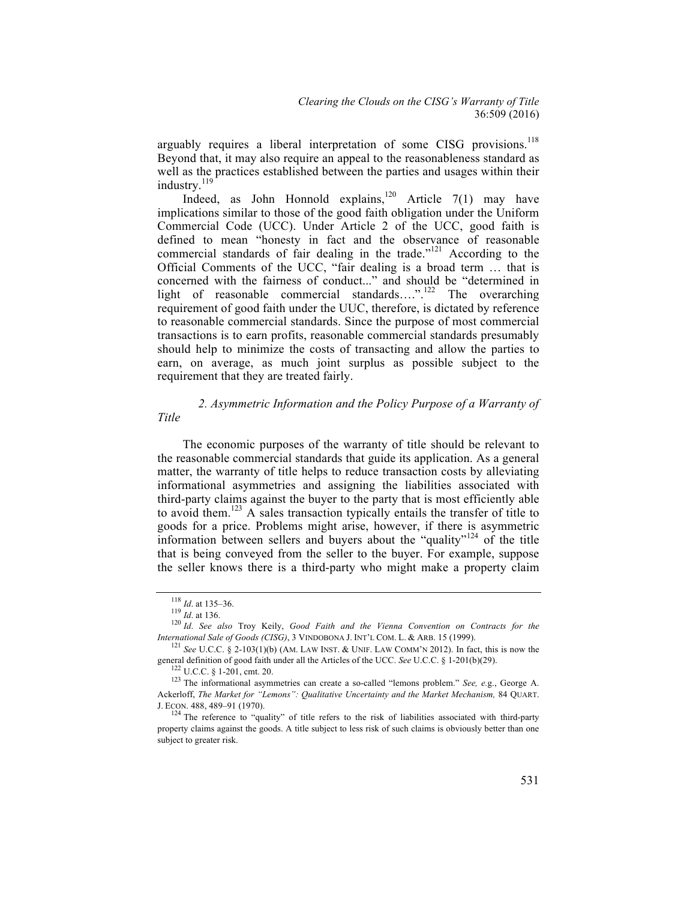arguably requires a liberal interpretation of some CISG provisions.[118] Beyond that, it may also require an appeal to the reasonableness standard as well as the practices established between the parties and usages within their industry.[119]

Indeed, as John Honnold explains,[120] Article 7(1) may have implications similar to those of the good faith obligation under the Uniform Commercial Code (UCC). Under Article 2 of the UCC, good faith is defined to mean "honesty in fact and the observance of reasonable commercial standards of fair dealing in the trade."[121] According to the Official Comments of the UCC, "fair dealing is a broad term … that is concerned with the fairness of conduct..." and should be "determined in light of reasonable commercial standards….".[122] The overarching requirement of good faith under the UUC, therefore, is dictated by reference to reasonable commercial standards. Since the purpose of most commercial transactions is to earn profits, reasonable commercial standards presumably should help to minimize the costs of transacting and allow the parties to earn, on average, as much joint surplus as possible subject to the requirement that they are treated fairly.

### *2. Asymmetric Information and the Policy Purpose of a Warranty of Title*

The economic purposes of the warranty of title should be relevant to the reasonable commercial standards that guide its application. As a general matter, the warranty of title helps to reduce transaction costs by alleviating informational asymmetries and assigning the liabilities associated with third-party claims against the buyer to the party that is most efficiently able to avoid them.[123] A sales transaction typically entails the transfer of title to goods for a price. Problems might arise, however, if there is asymmetric information between sellers and buyers about the "quality"[124] of the title that is being conveyed from the seller to the buyer. For example, suppose the seller knows there is a third-party who might make a property claim

---

[118] *Id*. at 135–36.

[119] *Id*. at 136.

[120] *Id*. *See also* Troy Keily, *Good Faith and the Vienna Convention on Contracts for the International Sale of Goods (CISG)*, 3 VINDOBONA J. INT'L COM. L. & ARB. 15 (1999).

[121] *See* U.C.C. § 2-103(1)(b) (AM. LAW INST. & UNIF. LAW COMM'N 2012). In fact, this is now the general definition of good faith under all the Articles of the UCC. *See* U.C.C. § 1-201(b)(29).

[122] U.C.C. § 1-201, cmt. 20.

[123] The informational asymmetries can create a so-called "lemons problem." *See, e.*g., George A. Ackerloff, *The Market for "Lemons": Qualitative Uncertainty and the Market Mechanism,* 84 QUART. J. ECON. 488, 489–91 (1970).

[124] The reference to "quality" of title refers to the risk of liabilities associated with third-party property claims against the goods. A title subject to less risk of such claims is obviously better than one subject to greater risk.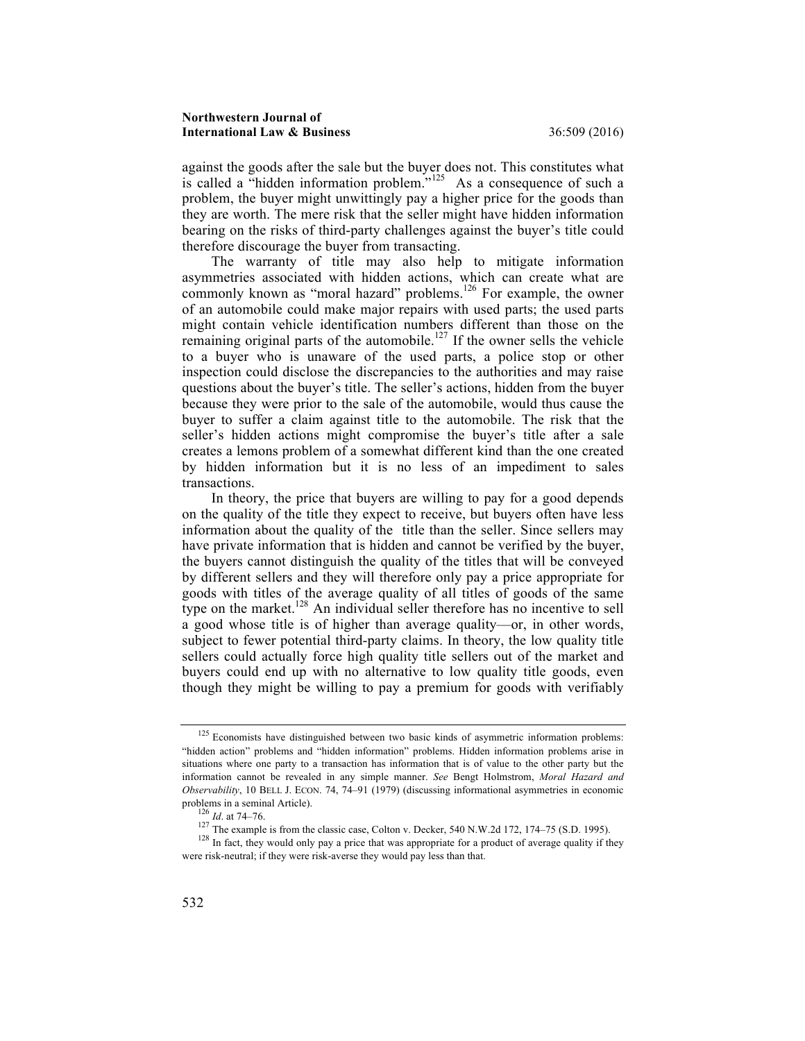against the goods after the sale but the buyer does not. This constitutes what is called a "hidden information problem."[125] As a consequence of such a problem, the buyer might unwittingly pay a higher price for the goods than they are worth. The mere risk that the seller might have hidden information bearing on the risks of third-party challenges against the buyer's title could therefore discourage the buyer from transacting.

The warranty of title may also help to mitigate information asymmetries associated with hidden actions, which can create what are commonly known as "moral hazard" problems.[126] For example, the owner of an automobile could make major repairs with used parts; the used parts might contain vehicle identification numbers different than those on the remaining original parts of the automobile.[127] If the owner sells the vehicle to a buyer who is unaware of the used parts, a police stop or other inspection could disclose the discrepancies to the authorities and may raise questions about the buyer's title. The seller's actions, hidden from the buyer because they were prior to the sale of the automobile, would thus cause the buyer to suffer a claim against title to the automobile. The risk that the seller's hidden actions might compromise the buyer's title after a sale creates a lemons problem of a somewhat different kind than the one created by hidden information but it is no less of an impediment to sales transactions.

In theory, the price that buyers are willing to pay for a good depends on the quality of the title they expect to receive, but buyers often have less information about the quality of the title than the seller. Since sellers may have private information that is hidden and cannot be verified by the buyer, the buyers cannot distinguish the quality of the titles that will be conveyed by different sellers and they will therefore only pay a price appropriate for goods with titles of the average quality of all titles of goods of the same type on the market.[128] An individual seller therefore has no incentive to sell a good whose title is of higher than average quality—or, in other words, subject to fewer potential third-party claims. In theory, the low quality title sellers could actually force high quality title sellers out of the market and buyers could end up with no alternative to low quality title goods, even though they might be willing to pay a premium for goods with verifiably

---

[125] Economists have distinguished between two basic kinds of asymmetric information problems: "hidden action" problems and "hidden information" problems. Hidden information problems arise in situations where one party to a transaction has information that is of value to the other party but the information cannot be revealed in any simple manner. *See* Bengt Holmstrom, *Moral Hazard and Observability*, 10 BELL J. ECON. 74, 74–91 (1979) (discussing informational asymmetries in economic problems in a seminal Article).

[126] *Id*. at 74–76.

[127] The example is from the classic case, Colton v. Decker, 540 N.W.2d 172, 174–75 (S.D. 1995).

[128] In fact, they would only pay a price that was appropriate for a product of average quality if they were risk-neutral; if they were risk-averse they would pay less than that.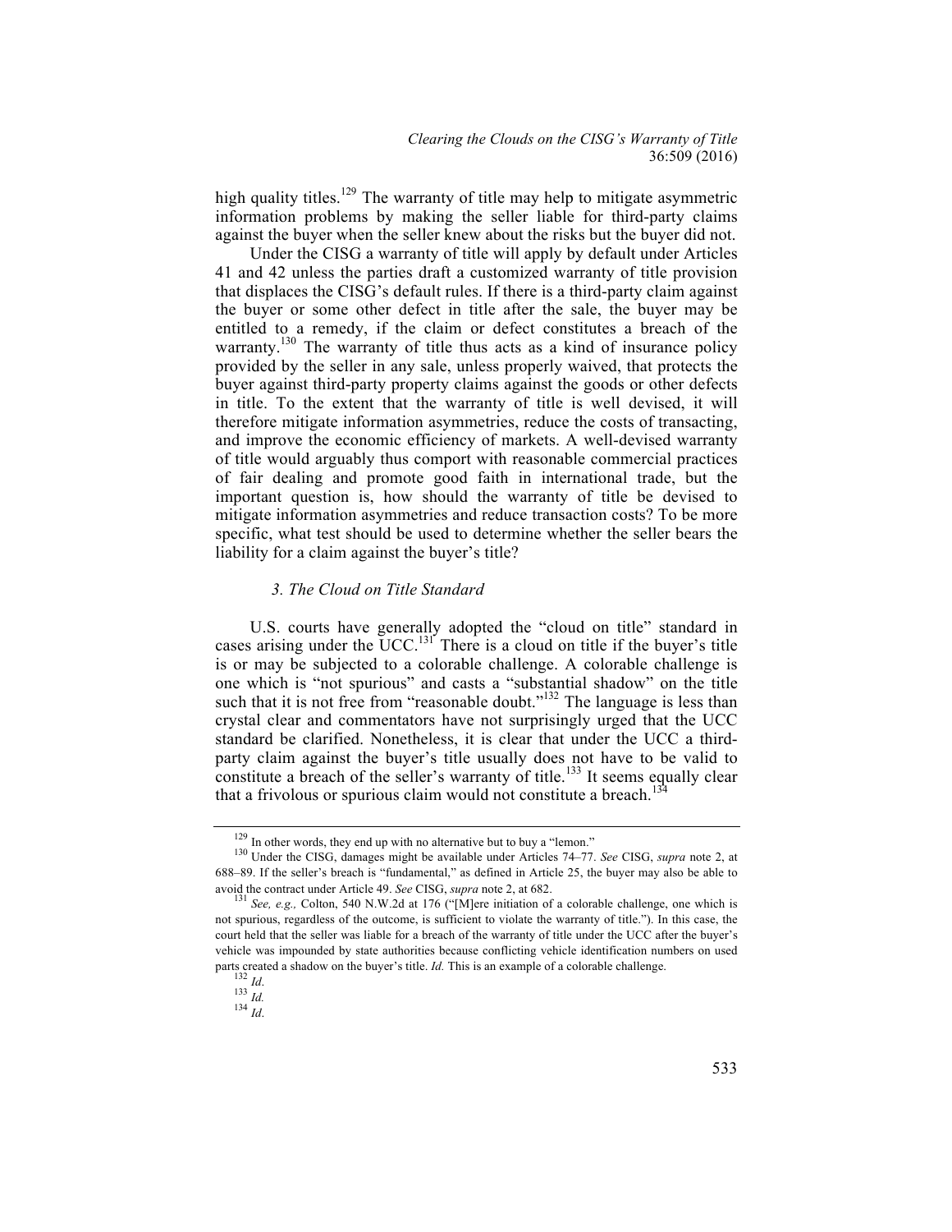high quality titles.[129] The warranty of title may help to mitigate asymmetric information problems by making the seller liable for third-party claims against the buyer when the seller knew about the risks but the buyer did not.

Under the CISG a warranty of title will apply by default under Articles 41 and 42 unless the parties draft a customized warranty of title provision that displaces the CISG's default rules. If there is a third-party claim against the buyer or some other defect in title after the sale, the buyer may be entitled to a remedy, if the claim or defect constitutes a breach of the warranty.[130] The warranty of title thus acts as a kind of insurance policy provided by the seller in any sale, unless properly waived, that protects the buyer against third-party property claims against the goods or other defects in title. To the extent that the warranty of title is well devised, it will therefore mitigate information asymmetries, reduce the costs of transacting, and improve the economic efficiency of markets. A well-devised warranty of title would arguably thus comport with reasonable commercial practices of fair dealing and promote good faith in international trade, but the important question is, how should the warranty of title be devised to mitigate information asymmetries and reduce transaction costs? To be more specific, what test should be used to determine whether the seller bears the liability for a claim against the buyer's title?

### *3. The Cloud on Title Standard*

U.S. courts have generally adopted the "cloud on title" standard in cases arising under the UCC.[131] There is a cloud on title if the buyer's title is or may be subjected to a colorable challenge. A colorable challenge is one which is "not spurious" and casts a "substantial shadow" on the title such that it is not free from "reasonable doubt."[132] The language is less than crystal clear and commentators have not surprisingly urged that the UCC standard be clarified. Nonetheless, it is clear that under the UCC a third-party claim against the buyer's title usually does not have to be valid to constitute a breach of the seller's warranty of title.[133] It seems equally clear that a frivolous or spurious claim would not constitute a breach.[134]

---

[129] In other words, they end up with no alternative but to buy a "lemon."

[130] Under the CISG, damages might be available under Articles 74–77. *See* CISG, *supra* note 2, at 688–89. If the seller's breach is "fundamental," as defined in Article 25, the buyer may also be able to avoid the contract under Article 49. *See* CISG, *supra* note 2, at 682.

[131] *See, e.g.,* Colton, 540 N.W.2d at 176 ("[M]ere initiation of a colorable challenge, one which is not spurious, regardless of the outcome, is sufficient to violate the warranty of title."). In this case, the court held that the seller was liable for a breach of the warranty of title under the UCC after the buyer's vehicle was impounded by state authorities because conflicting vehicle identification numbers on used parts created a shadow on the buyer's title. *Id.* This is an example of a colorable challenge.

[132] *Id*.

[133] *Id.*

[134] *Id*.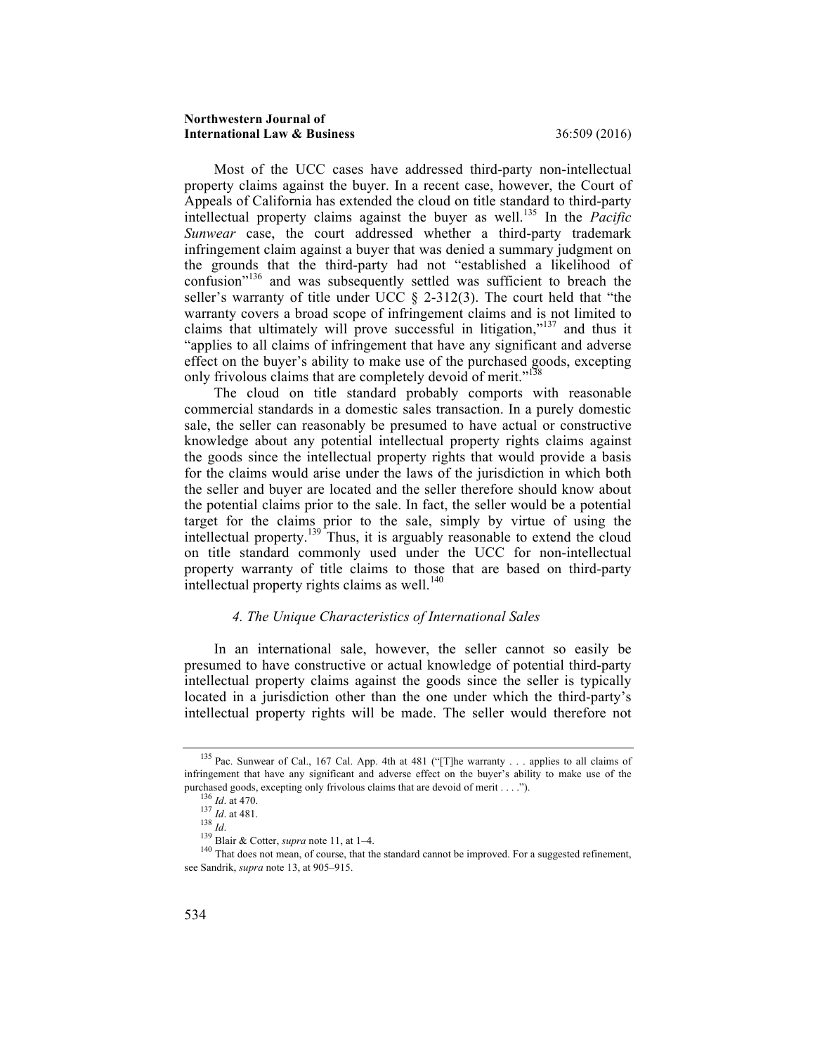Most of the UCC cases have addressed third-party non-intellectual property claims against the buyer. In a recent case, however, the Court of Appeals of California has extended the cloud on title standard to third-party intellectual property claims against the buyer as well.[135] In the *Pacific Sunwear* case, the court addressed whether a third-party trademark infringement claim against a buyer that was denied a summary judgment on the grounds that the third-party had not "established a likelihood of confusion"[136] and was subsequently settled was sufficient to breach the seller's warranty of title under UCC § 2-312(3). The court held that "the warranty covers a broad scope of infringement claims and is not limited to claims that ultimately will prove successful in litigation,"[137] and thus it "applies to all claims of infringement that have any significant and adverse effect on the buyer's ability to make use of the purchased goods, excepting only frivolous claims that are completely devoid of merit."[138]

The cloud on title standard probably comports with reasonable commercial standards in a domestic sales transaction. In a purely domestic sale, the seller can reasonably be presumed to have actual or constructive knowledge about any potential intellectual property rights claims against the goods since the intellectual property rights that would provide a basis for the claims would arise under the laws of the jurisdiction in which both the seller and buyer are located and the seller therefore should know about the potential claims prior to the sale. In fact, the seller would be a potential target for the claims prior to the sale, simply by virtue of using the intellectual property.[139] Thus, it is arguably reasonable to extend the cloud on title standard commonly used under the UCC for non-intellectual property warranty of title claims to those that are based on third-party intellectual property rights claims as well.[140]

#### *4. The Unique Characteristics of International Sales*

In an international sale, however, the seller cannot so easily be presumed to have constructive or actual knowledge of potential third-party intellectual property claims against the goods since the seller is typically located in a jurisdiction other than the one under which the third-party's intellectual property rights will be made. The seller would therefore not

---

[135] Pac. Sunwear of Cal., 167 Cal. App. 4th at 481 ("[T]he warranty . . . applies to all claims of infringement that have any significant and adverse effect on the buyer's ability to make use of the purchased goods, excepting only frivolous claims that are devoid of merit . . . .").

[136] *Id*. at 470.

[137] *Id*. at 481.

[138] *Id*.

[139] Blair & Cotter, *supra* note 11, at 1–4.

[140] That does not mean, of course, that the standard cannot be improved. For a suggested refinement, see Sandrik, *supra* note 13, at 905–915.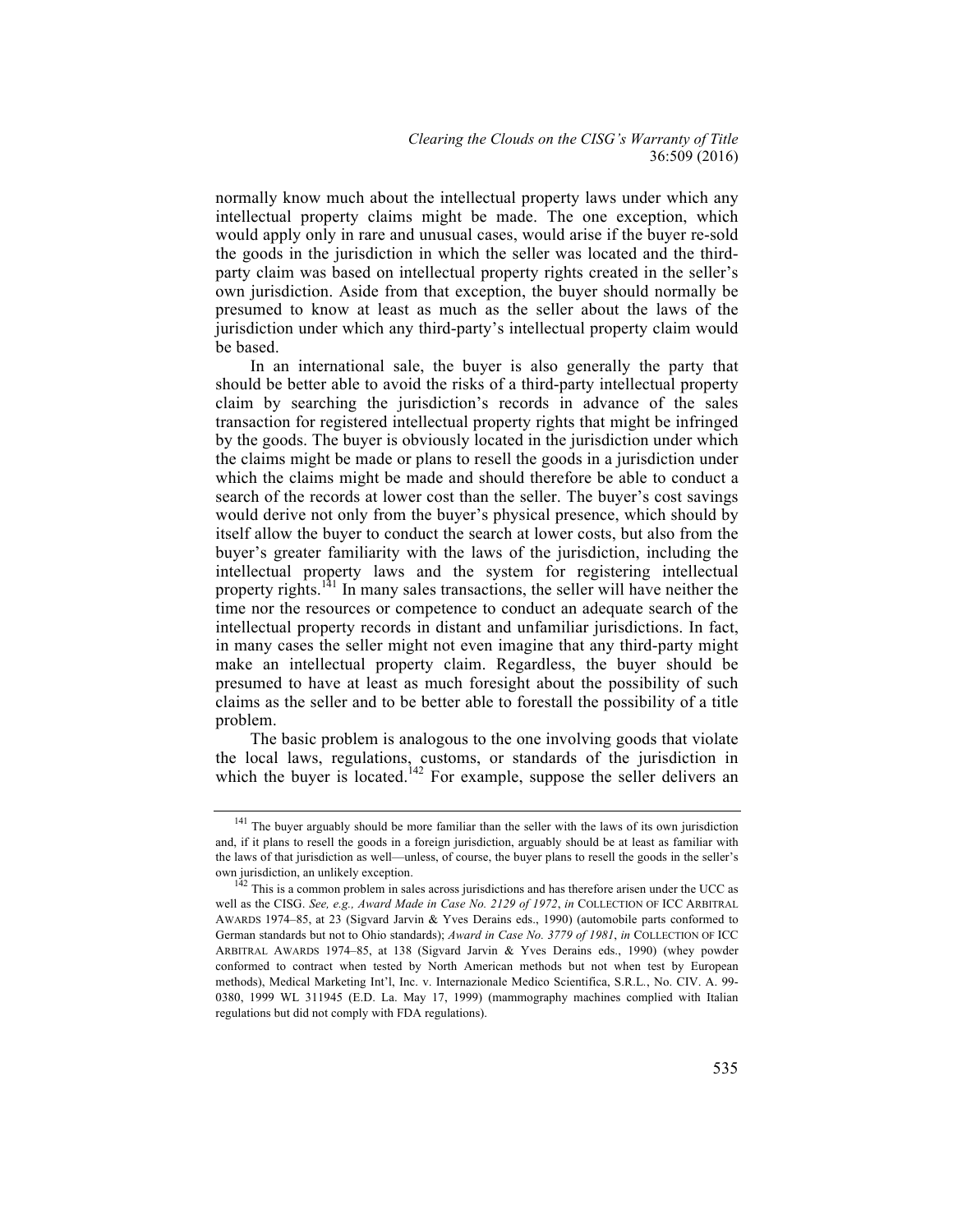normally know much about the intellectual property laws under which any intellectual property claims might be made. The one exception, which would apply only in rare and unusual cases, would arise if the buyer re-sold the goods in the jurisdiction in which the seller was located and the third-party claim was based on intellectual property rights created in the seller's own jurisdiction. Aside from that exception, the buyer should normally be presumed to know at least as much as the seller about the laws of the jurisdiction under which any third-party's intellectual property claim would be based.

In an international sale, the buyer is also generally the party that should be better able to avoid the risks of a third-party intellectual property claim by searching the jurisdiction's records in advance of the sales transaction for registered intellectual property rights that might be infringed by the goods. The buyer is obviously located in the jurisdiction under which the claims might be made or plans to resell the goods in a jurisdiction under which the claims might be made and should therefore be able to conduct a search of the records at lower cost than the seller. The buyer's cost savings would derive not only from the buyer's physical presence, which should by itself allow the buyer to conduct the search at lower costs, but also from the buyer's greater familiarity with the laws of the jurisdiction, including the intellectual property laws and the system for registering intellectual property rights.[141] In many sales transactions, the seller will have neither the time nor the resources or competence to conduct an adequate search of the intellectual property records in distant and unfamiliar jurisdictions. In fact, in many cases the seller might not even imagine that any third-party might make an intellectual property claim. Regardless, the buyer should be presumed to have at least as much foresight about the possibility of such claims as the seller and to be better able to forestall the possibility of a title problem.

The basic problem is analogous to the one involving goods that violate the local laws, regulations, customs, or standards of the jurisdiction in which the buyer is located.[142] For example, suppose the seller delivers an

---

[141] The buyer arguably should be more familiar than the seller with the laws of its own jurisdiction and, if it plans to resell the goods in a foreign jurisdiction, arguably should be at least as familiar with the laws of that jurisdiction as well—unless, of course, the buyer plans to resell the goods in the seller's own jurisdiction, an unlikely exception.

[142] This is a common problem in sales across jurisdictions and has therefore arisen under the UCC as well as the CISG. *See, e.g., Award Made in Case No. 2129 of 1972*, *in* COLLECTION OF ICC ARBITRAL AWARDS 1974–85, at 23 (Sigvard Jarvin & Yves Derains eds., 1990) (automobile parts conformed to German standards but not to Ohio standards); *Award in Case No. 3779 of 1981*, *in* COLLECTION OF ICC ARBITRAL AWARDS 1974–85, at 138 (Sigvard Jarvin & Yves Derains eds., 1990) (whey powder conformed to contract when tested by North American methods but not when test by European methods), Medical Marketing Int'l, Inc. v. Internazionale Medico Scientifica, S.R.L., No. CIV. A. 99-0380, 1999 WL 311945 (E.D. La. May 17, 1999) (mammography machines complied with Italian regulations but did not comply with FDA regulations).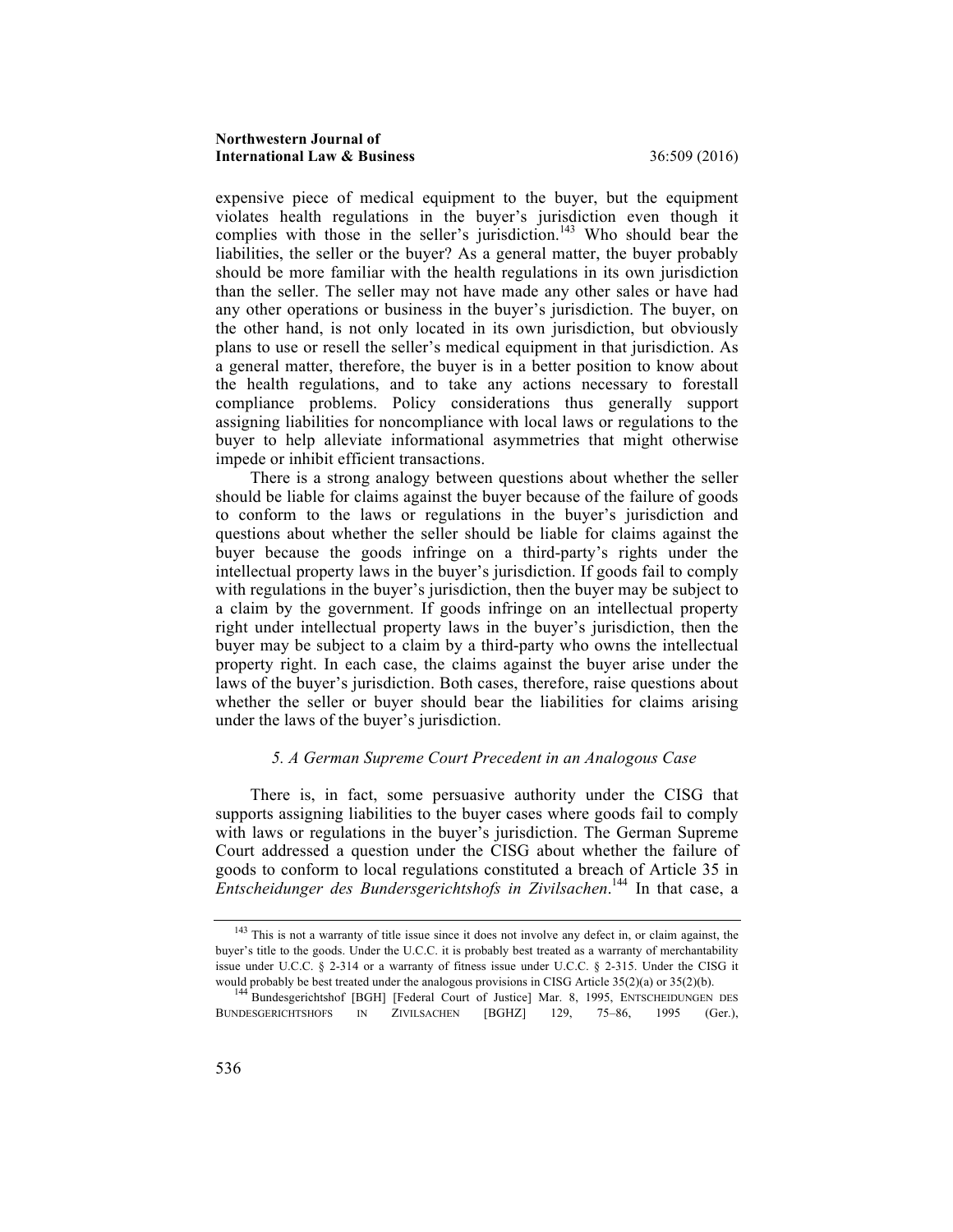expensive piece of medical equipment to the buyer, but the equipment violates health regulations in the buyer's jurisdiction even though it complies with those in the seller's jurisdiction.[143] Who should bear the liabilities, the seller or the buyer? As a general matter, the buyer probably should be more familiar with the health regulations in its own jurisdiction than the seller. The seller may not have made any other sales or have had any other operations or business in the buyer's jurisdiction. The buyer, on the other hand, is not only located in its own jurisdiction, but obviously plans to use or resell the seller's medical equipment in that jurisdiction. As a general matter, therefore, the buyer is in a better position to know about the health regulations, and to take any actions necessary to forestall compliance problems. Policy considerations thus generally support assigning liabilities for noncompliance with local laws or regulations to the buyer to help alleviate informational asymmetries that might otherwise impede or inhibit efficient transactions.

There is a strong analogy between questions about whether the seller should be liable for claims against the buyer because of the failure of goods to conform to the laws or regulations in the buyer's jurisdiction and questions about whether the seller should be liable for claims against the buyer because the goods infringe on a third-party's rights under the intellectual property laws in the buyer's jurisdiction. If goods fail to comply with regulations in the buyer's jurisdiction, then the buyer may be subject to a claim by the government. If goods infringe on an intellectual property right under intellectual property laws in the buyer's jurisdiction, then the buyer may be subject to a claim by a third-party who owns the intellectual property right. In each case, the claims against the buyer arise under the laws of the buyer's jurisdiction. Both cases, therefore, raise questions about whether the seller or buyer should bear the liabilities for claims arising under the laws of the buyer's jurisdiction.

### *5. A German Supreme Court Precedent in an Analogous Case*

There is, in fact, some persuasive authority under the CISG that supports assigning liabilities to the buyer cases where goods fail to comply with laws or regulations in the buyer's jurisdiction. The German Supreme Court addressed a question under the CISG about whether the failure of goods to conform to local regulations constituted a breach of Article 35 in *Entscheidunger des Bundersgerichtshofs in Zivilsachen*.[144] In that case, a

---

[143] This is not a warranty of title issue since it does not involve any defect in, or claim against, the buyer's title to the goods. Under the U.C.C. it is probably best treated as a warranty of merchantability issue under U.C.C. § 2-314 or a warranty of fitness issue under U.C.C. § 2-315. Under the CISG it would probably be best treated under the analogous provisions in CISG Article 35(2)(a) or 35(2)(b).

[144] Bundesgerichtshof [BGH] [Federal Court of Justice] Mar. 8, 1995, ENTSCHEIDUNGEN DES BUNDESGERICHTSHOFS IN ZIVILSACHEN [BGHZ] 129, 75–86, 1995 (Ger.),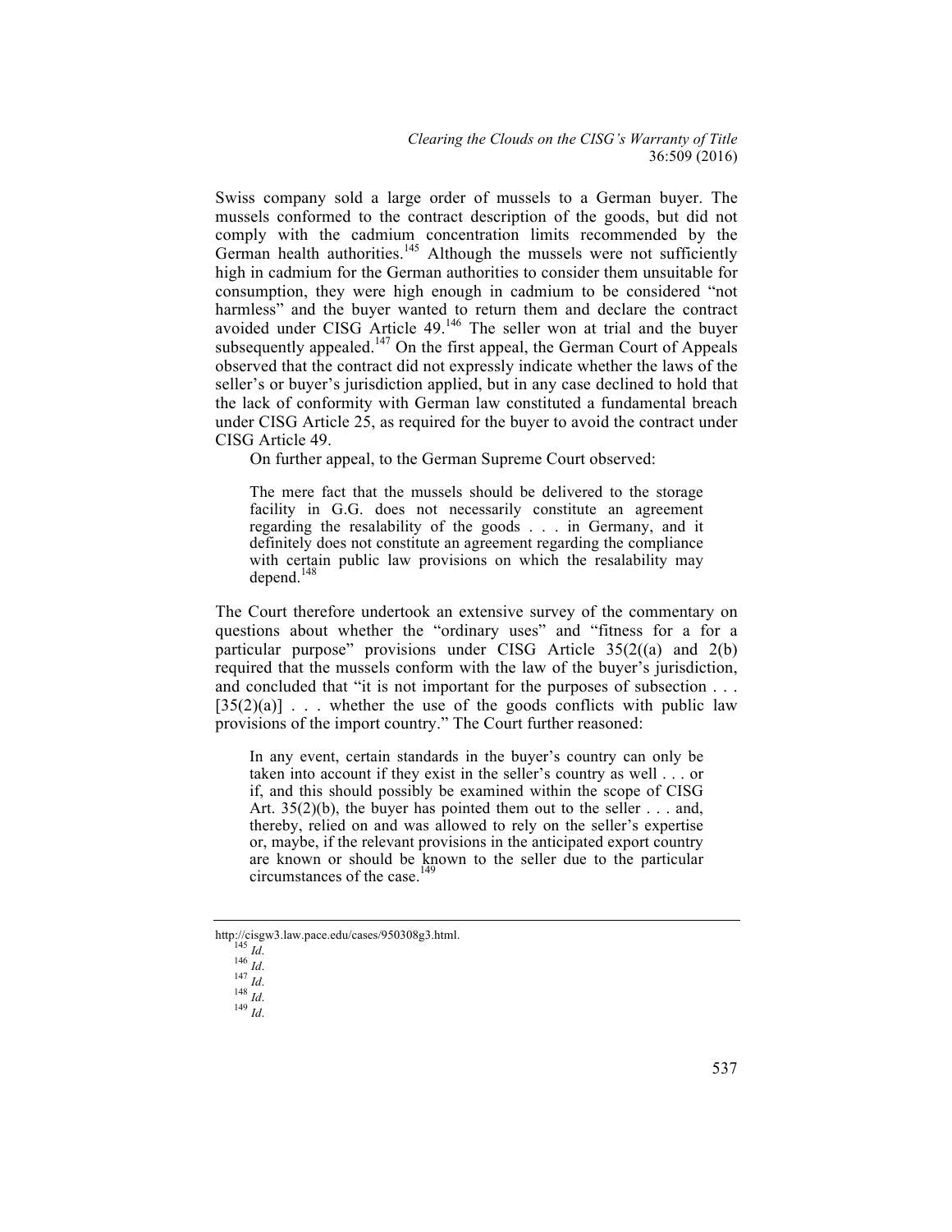Swiss company sold a large order of mussels to a German buyer. The mussels conformed to the contract description of the goods, but did not comply with the cadmium concentration limits recommended by the German health authorities.[145] Although the mussels were not sufficiently high in cadmium for the German authorities to consider them unsuitable for consumption, they were high enough in cadmium to be considered "not harmless" and the buyer wanted to return them and declare the contract avoided under CISG Article 49.[146] The seller won at trial and the buyer subsequently appealed.[147] On the first appeal, the German Court of Appeals observed that the contract did not expressly indicate whether the laws of the seller's or buyer's jurisdiction applied, but in any case declined to hold that the lack of conformity with German law constituted a fundamental breach under CISG Article 25, as required for the buyer to avoid the contract under CISG Article 49.

On further appeal, to the German Supreme Court observed:

> The mere fact that the mussels should be delivered to the storage facility in G.G. does not necessarily constitute an agreement regarding the resalability of the goods . . . in Germany, and it definitely does not constitute an agreement regarding the compliance with certain public law provisions on which the resalability may depend.[148]

The Court therefore undertook an extensive survey of the commentary on questions about whether the "ordinary uses" and "fitness for a for a particular purpose" provisions under CISG Article 35(2((a) and 2(b) required that the mussels conform with the law of the buyer's jurisdiction, and concluded that "it is not important for the purposes of subsection . . . [35(2)(a)] . . . whether the use of the goods conflicts with public law provisions of the import country." The Court further reasoned:

> In any event, certain standards in the buyer's country can only be taken into account if they exist in the seller's country as well . . . or if, and this should possibly be examined within the scope of CISG Art. 35(2)(b), the buyer has pointed them out to the seller . . . and, thereby, relied on and was allowed to rely on the seller's expertise or, maybe, if the relevant provisions in the anticipated export country are known or should be known to the seller due to the particular circumstances of the case.[149]

---

http://cisgw3.law.pace.edu/cases/950308g3.html.

[145] *Id*.
[146] *Id*.
[147] *Id*.
[148] *Id*.
[149] *Id*.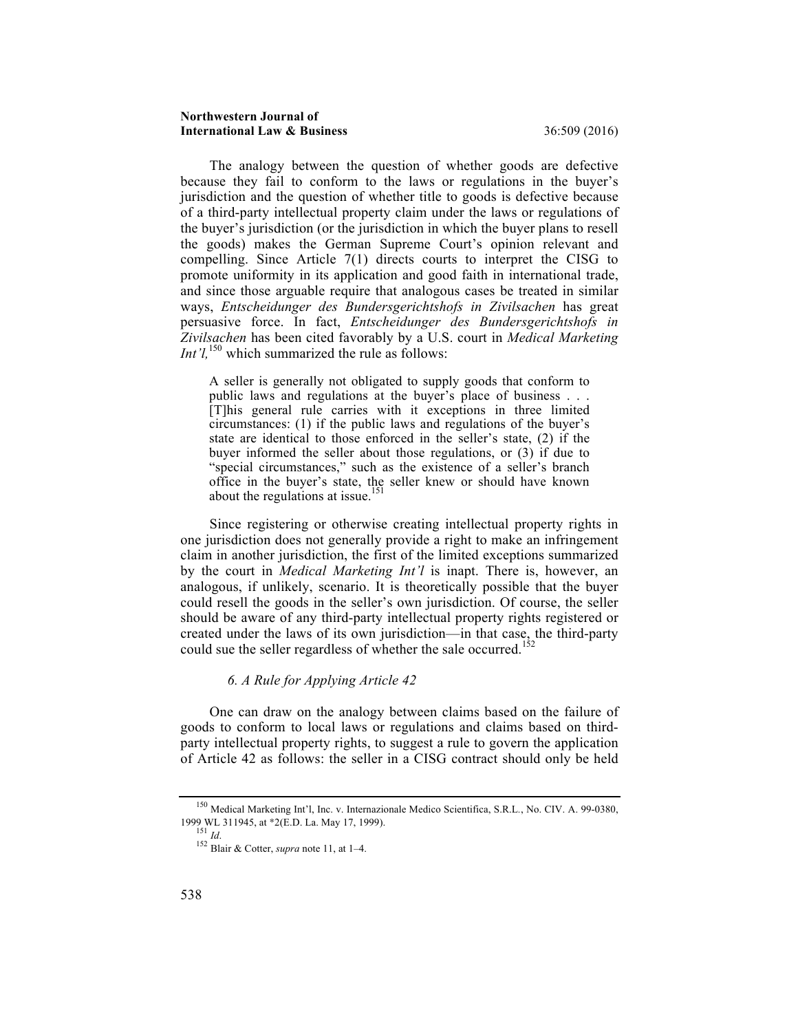The analogy between the question of whether goods are defective because they fail to conform to the laws or regulations in the buyer's jurisdiction and the question of whether title to goods is defective because of a third-party intellectual property claim under the laws or regulations of the buyer's jurisdiction (or the jurisdiction in which the buyer plans to resell the goods) makes the German Supreme Court's opinion relevant and compelling. Since Article 7(1) directs courts to interpret the CISG to promote uniformity in its application and good faith in international trade, and since those arguable require that analogous cases be treated in similar ways, *Entscheidunger des Bundersgerichtshofs in Zivilsachen* has great persuasive force. In fact, *Entscheidunger des Bundersgerichtshofs in Zivilsachen* has been cited favorably by a U.S. court in *Medical Marketing Int'l*,[150] which summarized the rule as follows:

> A seller is generally not obligated to supply goods that conform to public laws and regulations at the buyer's place of business . . . [T]his general rule carries with it exceptions in three limited circumstances: (1) if the public laws and regulations of the buyer's state are identical to those enforced in the seller's state, (2) if the buyer informed the seller about those regulations, or (3) if due to "special circumstances," such as the existence of a seller's branch office in the buyer's state, the seller knew or should have known about the regulations at issue.[151]

Since registering or otherwise creating intellectual property rights in one jurisdiction does not generally provide a right to make an infringement claim in another jurisdiction, the first of the limited exceptions summarized by the court in *Medical Marketing Int'l* is inapt. There is, however, an analogous, if unlikely, scenario. It is theoretically possible that the buyer could resell the goods in the seller's own jurisdiction. Of course, the seller should be aware of any third-party intellectual property rights registered or created under the laws of its own jurisdiction—in that case, the third-party could sue the seller regardless of whether the sale occurred.[152]

### *6. A Rule for Applying Article 42*

One can draw on the analogy between claims based on the failure of goods to conform to local laws or regulations and claims based on third-party intellectual property rights, to suggest a rule to govern the application of Article 42 as follows: the seller in a CISG contract should only be held

---

[150] Medical Marketing Int'l, Inc. v. Internazionale Medico Scientifica, S.R.L., No. CIV. A. 99-0380, 1999 WL 311945, at *2(E.D. La. May 17, 1999).

[151] *Id*.

[152] Blair & Cotter, *supra* note 11, at 1–4.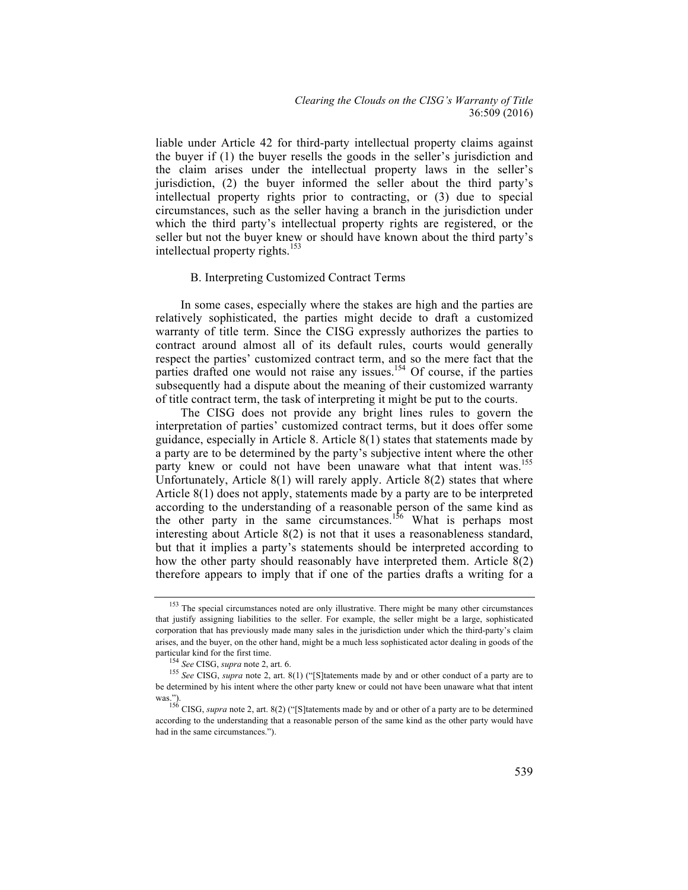liable under Article 42 for third-party intellectual property claims against the buyer if (1) the buyer resells the goods in the seller's jurisdiction and the claim arises under the intellectual property laws in the seller's jurisdiction, (2) the buyer informed the seller about the third party's intellectual property rights prior to contracting, or (3) due to special circumstances, such as the seller having a branch in the jurisdiction under which the third party's intellectual property rights are registered, or the seller but not the buyer knew or should have known about the third party's intellectual property rights.[153]

### B. Interpreting Customized Contract Terms

In some cases, especially where the stakes are high and the parties are relatively sophisticated, the parties might decide to draft a customized warranty of title term. Since the CISG expressly authorizes the parties to contract around almost all of its default rules, courts would generally respect the parties' customized contract term, and so the mere fact that the parties drafted one would not raise any issues.[154] Of course, if the parties subsequently had a dispute about the meaning of their customized warranty of title contract term, the task of interpreting it might be put to the courts.

The CISG does not provide any bright lines rules to govern the interpretation of parties' customized contract terms, but it does offer some guidance, especially in Article 8. Article 8(1) states that statements made by a party are to be determined by the party's subjective intent where the other party knew or could not have been unaware what that intent was.[155] Unfortunately, Article 8(1) will rarely apply. Article 8(2) states that where Article 8(1) does not apply, statements made by a party are to be interpreted according to the understanding of a reasonable person of the same kind as the other party in the same circumstances.[156] What is perhaps most interesting about Article 8(2) is not that it uses a reasonableness standard, but that it implies a party's statements should be interpreted according to how the other party should reasonably have interpreted them. Article 8(2) therefore appears to imply that if one of the parties drafts a writing for a

---

[153] The special circumstances noted are only illustrative. There might be many other circumstances that justify assigning liabilities to the seller. For example, the seller might be a large, sophisticated corporation that has previously made many sales in the jurisdiction under which the third-party's claim arises, and the buyer, on the other hand, might be a much less sophisticated actor dealing in goods of the particular kind for the first time.

[154] *See* CISG, *supra* note 2, art. 6.

[155] *See* CISG, *supra* note 2, art. 8(1) ("[S]tatements made by and or other conduct of a party are to be determined by his intent where the other party knew or could not have been unaware what that intent was.").

[156] CISG, *supra* note 2, art. 8(2) ("[S]tatements made by and or other of a party are to be determined according to the understanding that a reasonable person of the same kind as the other party would have had in the same circumstances.").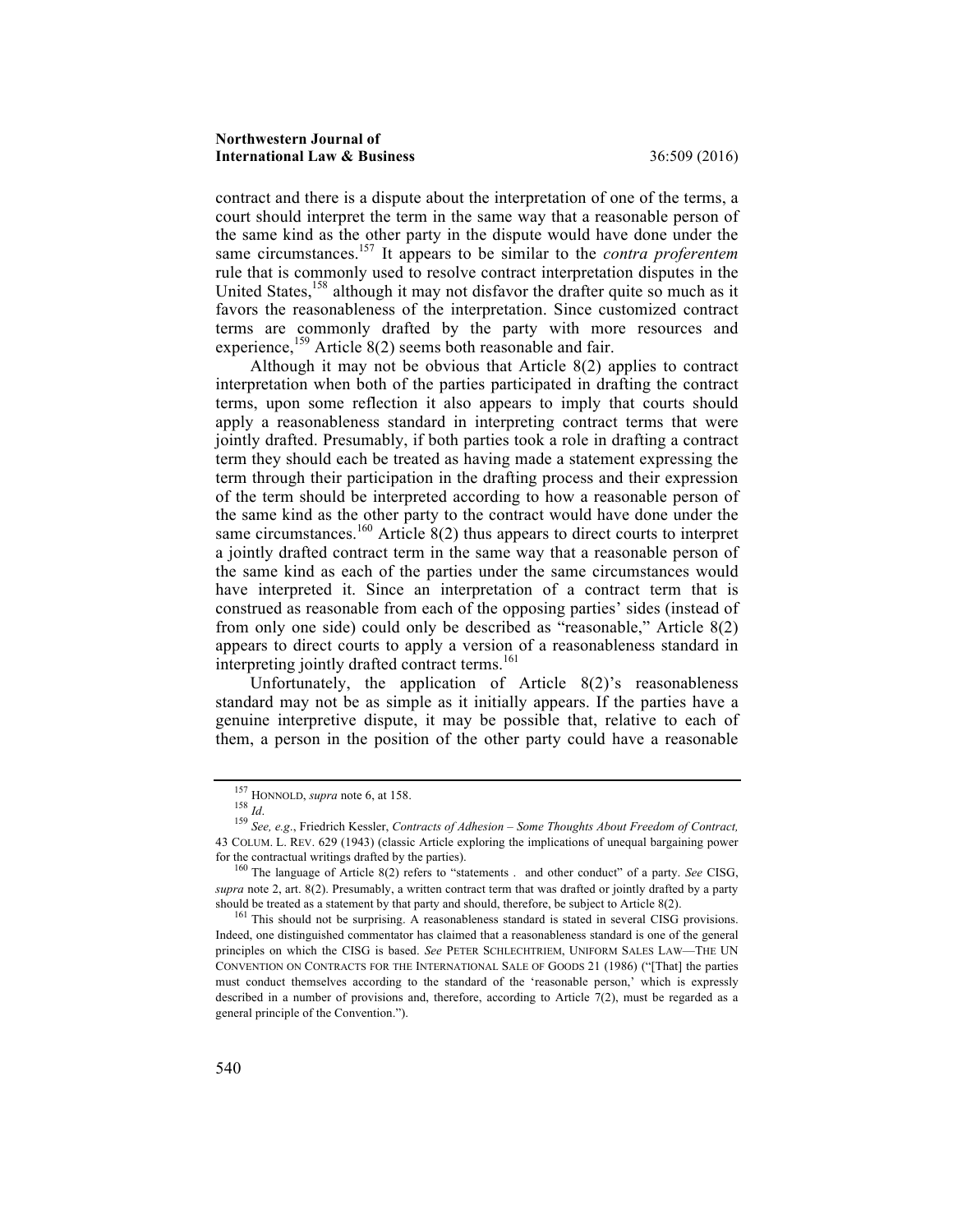contract and there is a dispute about the interpretation of one of the terms, a court should interpret the term in the same way that a reasonable person of the same kind as the other party in the dispute would have done under the same circumstances.[157] It appears to be similar to the *contra proferentem* rule that is commonly used to resolve contract interpretation disputes in the United States,[158] although it may not disfavor the drafter quite so much as it favors the reasonableness of the interpretation. Since customized contract terms are commonly drafted by the party with more resources and experience,[159] Article 8(2) seems both reasonable and fair.

Although it may not be obvious that Article 8(2) applies to contract interpretation when both of the parties participated in drafting the contract terms, upon some reflection it also appears to imply that courts should apply a reasonableness standard in interpreting contract terms that were jointly drafted. Presumably, if both parties took a role in drafting a contract term they should each be treated as having made a statement expressing the term through their participation in the drafting process and their expression of the term should be interpreted according to how a reasonable person of the same kind as the other party to the contract would have done under the same circumstances.[160] Article 8(2) thus appears to direct courts to interpret a jointly drafted contract term in the same way that a reasonable person of the same kind as each of the parties under the same circumstances would have interpreted it. Since an interpretation of a contract term that is construed as reasonable from each of the opposing parties' sides (instead of from only one side) could only be described as "reasonable," Article 8(2) appears to direct courts to apply a version of a reasonableness standard in interpreting jointly drafted contract terms.[161]

Unfortunately, the application of Article 8(2)'s reasonableness standard may not be as simple as it initially appears. If the parties have a genuine interpretive dispute, it may be possible that, relative to each of them, a person in the position of the other party could have a reasonable

---

[157] HONNOLD, *supra* note 6, at 158.

[158] *Id*.

[159] *See, e.g*., Friedrich Kessler, *Contracts of Adhesion – Some Thoughts About Freedom of Contract,* 43 COLUM. L. REV. 629 (1943) (classic Article exploring the implications of unequal bargaining power for the contractual writings drafted by the parties).

[160] The language of Article 8(2) refers to "statements . and other conduct" of a party. *See* CISG, *supra* note 2, art. 8(2). Presumably, a written contract term that was drafted or jointly drafted by a party should be treated as a statement by that party and should, therefore, be subject to Article 8(2).

[161] This should not be surprising. A reasonableness standard is stated in several CISG provisions. Indeed, one distinguished commentator has claimed that a reasonableness standard is one of the general principles on which the CISG is based. *See* PETER SCHLECHTRIEM, UNIFORM SALES LAW—THE UN CONVENTION ON CONTRACTS FOR THE INTERNATIONAL SALE OF GOODS 21 (1986) ("[That] the parties must conduct themselves according to the standard of the 'reasonable person,' which is expressly described in a number of provisions and, therefore, according to Article 7(2), must be regarded as a general principle of the Convention.").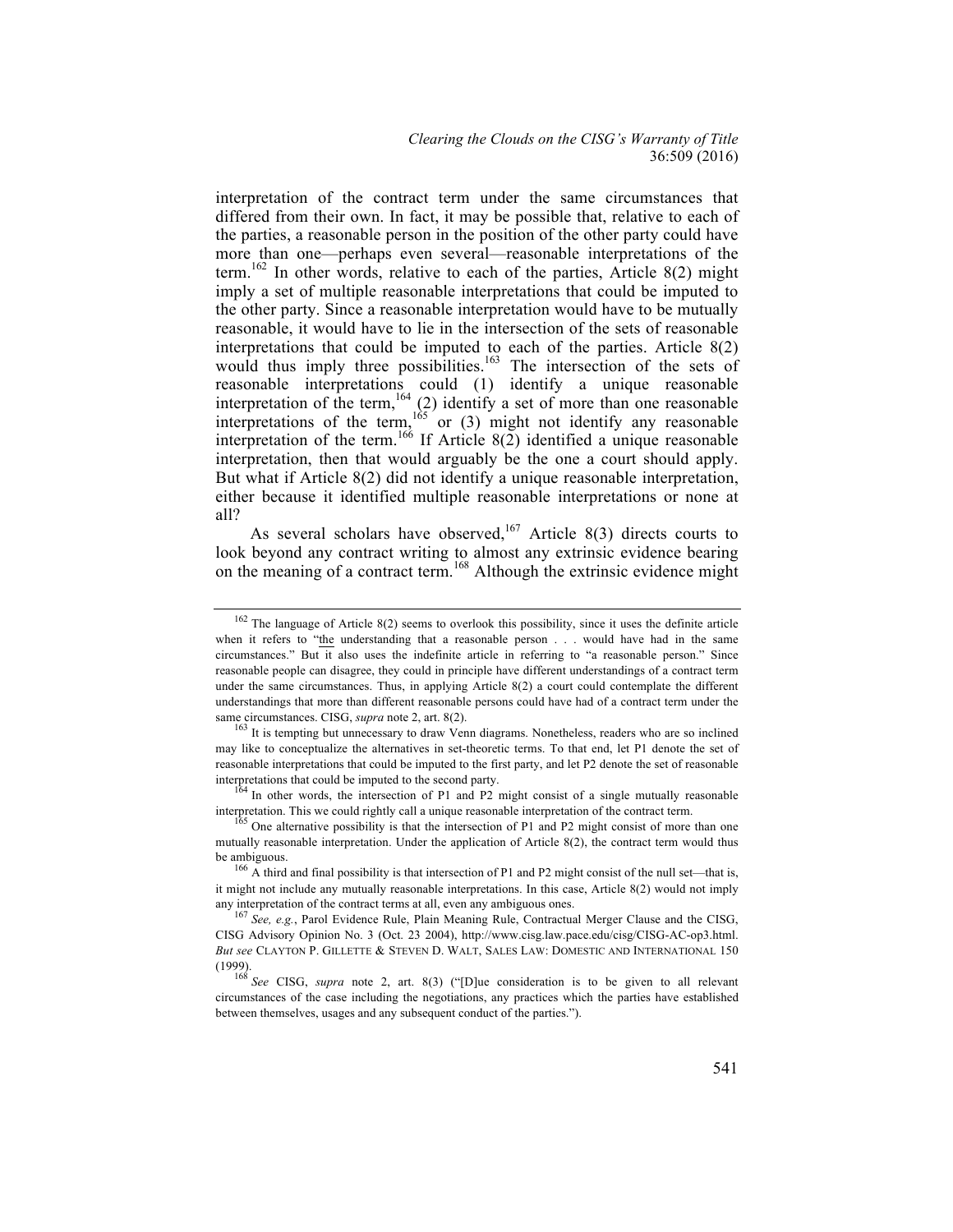interpretation of the contract term under the same circumstances that differed from their own. In fact, it may be possible that, relative to each of the parties, a reasonable person in the position of the other party could have more than one—perhaps even several—reasonable interpretations of the term.[162] In other words, relative to each of the parties, Article 8(2) might imply a set of multiple reasonable interpretations that could be imputed to the other party. Since a reasonable interpretation would have to be mutually reasonable, it would have to lie in the intersection of the sets of reasonable interpretations that could be imputed to each of the parties. Article 8(2) would thus imply three possibilities.[163] The intersection of the sets of reasonable interpretations could (1) identify a unique reasonable interpretation of the term,[164] (2) identify a set of more than one reasonable interpretations of the term,[165] or (3) might not identify any reasonable interpretation of the term.[166] If Article 8(2) identified a unique reasonable interpretation, then that would arguably be the one a court should apply. But what if Article 8(2) did not identify a unique reasonable interpretation, either because it identified multiple reasonable interpretations or none at all?

As several scholars have observed,[167] Article 8(3) directs courts to look beyond any contract writing to almost any extrinsic evidence bearing on the meaning of a contract term.[168] Although the extrinsic evidence might

---

[162] The language of Article 8(2) seems to overlook this possibility, since it uses the definite article when it refers to "the understanding that a reasonable person . . . would have had in the same circumstances." But it also uses the indefinite article in referring to "a reasonable person." Since reasonable people can disagree, they could in principle have different understandings of a contract term under the same circumstances. Thus, in applying Article 8(2) a court could contemplate the different understandings that more than different reasonable persons could have had of a contract term under the same circumstances. CISG, *supra* note 2, art. 8(2).

[163] It is tempting but unnecessary to draw Venn diagrams. Nonetheless, readers who are so inclined may like to conceptualize the alternatives in set-theoretic terms. To that end, let P1 denote the set of reasonable interpretations that could be imputed to the first party, and let P2 denote the set of reasonable interpretations that could be imputed to the second party.

[164] In other words, the intersection of P1 and P2 might consist of a single mutually reasonable interpretation. This we could rightly call a unique reasonable interpretation of the contract term.

[165] One alternative possibility is that the intersection of P1 and P2 might consist of more than one mutually reasonable interpretation. Under the application of Article 8(2), the contract term would thus be ambiguous.

[166] A third and final possibility is that intersection of P1 and P2 might consist of the null set—that is, it might not include any mutually reasonable interpretations. In this case, Article 8(2) would not imply any interpretation of the contract terms at all, even any ambiguous ones.

[167] *See, e.g.*, Parol Evidence Rule, Plain Meaning Rule, Contractual Merger Clause and the CISG, CISG Advisory Opinion No. 3 (Oct. 23 2004), http://www.cisg.law.pace.edu/cisg/CISG-AC-op3.html. *But see* CLAYTON P. GILLETTE & STEVEN D. WALT, SALES LAW: DOMESTIC AND INTERNATIONAL 150 (1999).

[168] *See* CISG, *supra* note 2, art. 8(3) ("[D]ue consideration is to be given to all relevant circumstances of the case including the negotiations, any practices which the parties have established between themselves, usages and any subsequent conduct of the parties.").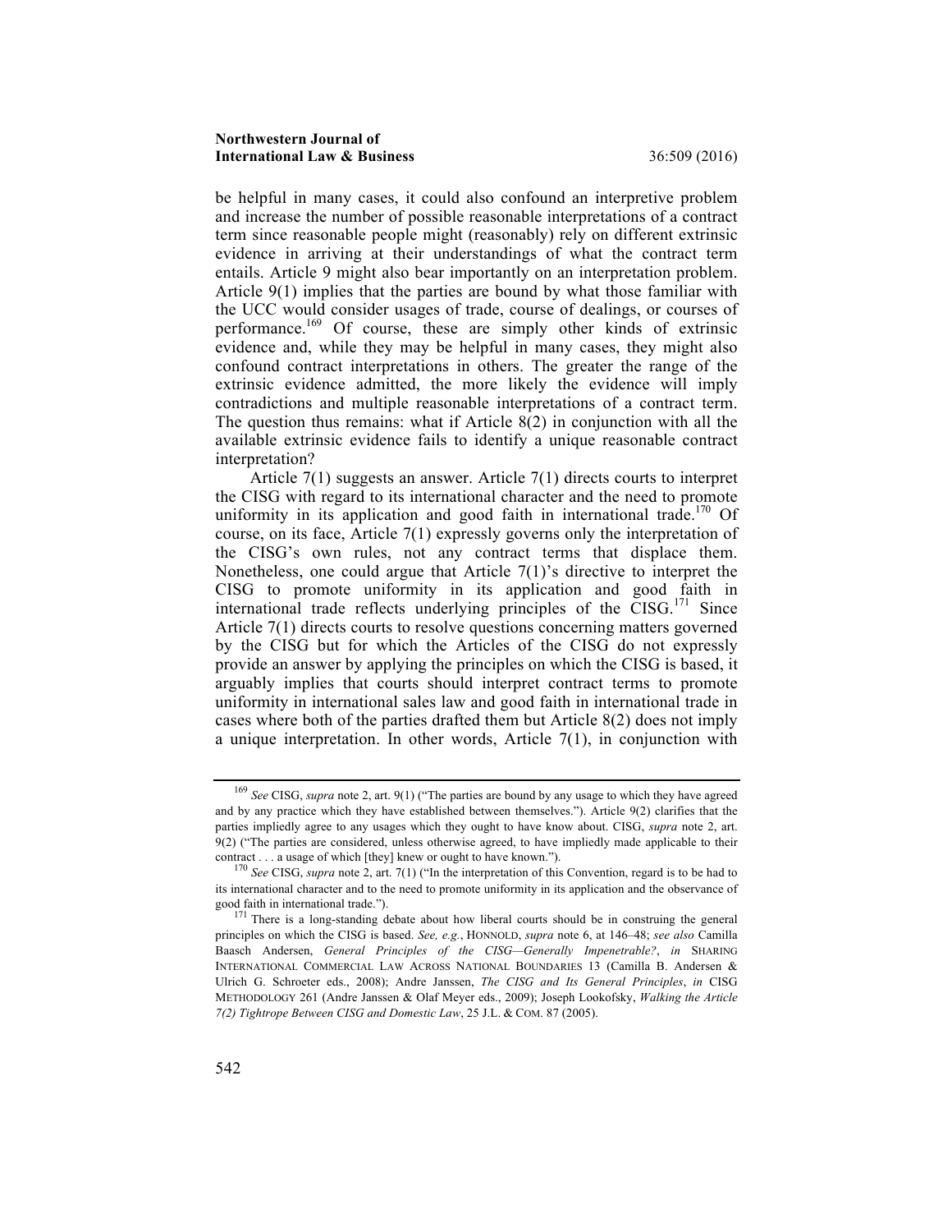be helpful in many cases, it could also confound an interpretive problem and increase the number of possible reasonable interpretations of a contract term since reasonable people might (reasonably) rely on different extrinsic evidence in arriving at their understandings of what the contract term entails. Article 9 might also bear importantly on an interpretation problem. Article 9(1) implies that the parties are bound by what those familiar with the UCC would consider usages of trade, course of dealings, or courses of performance.[169] Of course, these are simply other kinds of extrinsic evidence and, while they may be helpful in many cases, they might also confound contract interpretations in others. The greater the range of the extrinsic evidence admitted, the more likely the evidence will imply contradictions and multiple reasonable interpretations of a contract term. The question thus remains: what if Article 8(2) in conjunction with all the available extrinsic evidence fails to identify a unique reasonable contract interpretation?

Article 7(1) suggests an answer. Article 7(1) directs courts to interpret the CISG with regard to its international character and the need to promote uniformity in its application and good faith in international trade.[170] Of course, on its face, Article 7(1) expressly governs only the interpretation of the CISG's own rules, not any contract terms that displace them. Nonetheless, one could argue that Article 7(1)'s directive to interpret the CISG to promote uniformity in its application and good faith in international trade reflects underlying principles of the CISG.[171] Since Article 7(1) directs courts to resolve questions concerning matters governed by the CISG but for which the Articles of the CISG do not expressly provide an answer by applying the principles on which the CISG is based, it arguably implies that courts should interpret contract terms to promote uniformity in international sales law and good faith in international trade in cases where both of the parties drafted them but Article 8(2) does not imply a unique interpretation. In other words, Article 7(1), in conjunction with

---

[169] *See* CISG, *supra* note 2, art. 9(1) ("The parties are bound by any usage to which they have agreed and by any practice which they have established between themselves."). Article 9(2) clarifies that the parties impliedly agree to any usages which they ought to have know about. CISG, *supra* note 2, art. 9(2) ("The parties are considered, unless otherwise agreed, to have impliedly made applicable to their contract . . . a usage of which [they] knew or ought to have known.").

[170] *See* CISG, *supra* note 2, art. 7(1) ("In the interpretation of this Convention, regard is to be had to its international character and to the need to promote uniformity in its application and the observance of good faith in international trade.").

[171] There is a long-standing debate about how liberal courts should be in construing the general principles on which the CISG is based. *See, e.g.*, HONNOLD, *supra* note 6, at 146–48; *see also* Camilla Baasch Andersen, *General Principles of the CISG—Generally Impenetrable?*, *in* SHARING INTERNATIONAL COMMERCIAL LAW ACROSS NATIONAL BOUNDARIES 13 (Camilla B. Andersen & Ulrich G. Schroeter eds., 2008); Andre Janssen, *The CISG and Its General Principles*, *in* CISG METHODOLOGY 261 (Andre Janssen & Olaf Meyer eds., 2009); Joseph Lookofsky, *Walking the Article 7(2) Tightrope Between CISG and Domestic Law*, 25 J.L. & COM. 87 (2005).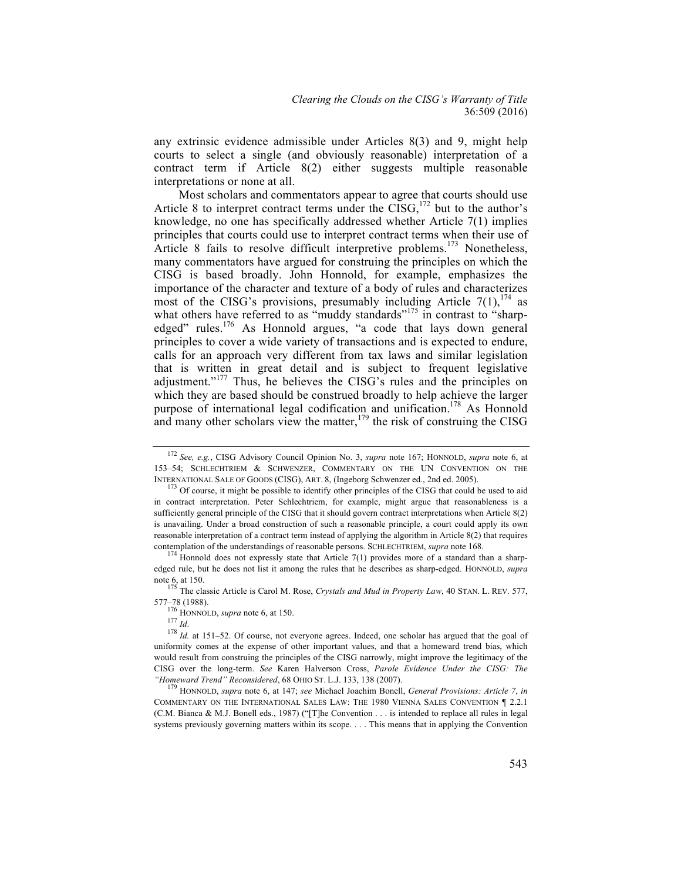any extrinsic evidence admissible under Articles 8(3) and 9, might help courts to select a single (and obviously reasonable) interpretation of a contract term if Article 8(2) either suggests multiple reasonable interpretations or none at all.

Most scholars and commentators appear to agree that courts should use Article 8 to interpret contract terms under the CISG,[172] but to the author's knowledge, no one has specifically addressed whether Article 7(1) implies principles that courts could use to interpret contract terms when their use of Article 8 fails to resolve difficult interpretive problems.[173] Nonetheless, many commentators have argued for construing the principles on which the CISG is based broadly. John Honnold, for example, emphasizes the importance of the character and texture of a body of rules and characterizes most of the CISG's provisions, presumably including Article 7(1),[174] as what others have referred to as "muddy standards"[175] in contrast to "sharp-edged" rules.[176] As Honnold argues, "a code that lays down general principles to cover a wide variety of transactions and is expected to endure, calls for an approach very different from tax laws and similar legislation that is written in great detail and is subject to frequent legislative adjustment."[177] Thus, he believes the CISG's rules and the principles on which they are based should be construed broadly to help achieve the larger purpose of international legal codification and unification.[178] As Honnold and many other scholars view the matter,[179] the risk of construing the CISG

---

[172] *See, e.g.*, CISG Advisory Council Opinion No. 3, *supra* note 167; HONNOLD, *supra* note 6, at 153–54; SCHLECHTRIEM & SCHWENZER, COMMENTARY ON THE UN CONVENTION ON THE INTERNATIONAL SALE OF GOODS (CISG), ART. 8, (Ingeborg Schwenzer ed., 2nd ed. 2005).

[173] Of course, it might be possible to identify other principles of the CISG that could be used to aid in contract interpretation. Peter Schlechtriem, for example, might argue that reasonableness is a sufficiently general principle of the CISG that it should govern contract interpretations when Article 8(2) is unavailing. Under a broad construction of such a reasonable principle, a court could apply its own reasonable interpretation of a contract term instead of applying the algorithm in Article 8(2) that requires contemplation of the understandings of reasonable persons. SCHLECHTRIEM, *supra* note 168.

[174] Honnold does not expressly state that Article 7(1) provides more of a standard than a sharp-edged rule, but he does not list it among the rules that he describes as sharp-edged. HONNOLD, *supra* note 6, at 150.

[175] The classic Article is Carol M. Rose, *Crystals and Mud in Property Law*, 40 STAN. L. REV. 577, 577–78 (1988).

[176] HONNOLD, *supra* note 6, at 150.

[177] *Id*.

[178] *Id.* at 151–52. Of course, not everyone agrees. Indeed, one scholar has argued that the goal of uniformity comes at the expense of other important values, and that a homeward trend bias, which would result from construing the principles of the CISG narrowly, might improve the legitimacy of the CISG over the long-term. *See* Karen Halverson Cross, *Parole Evidence Under the CISG: The "Homeward Trend" Reconsidered*, 68 OHIO ST. L.J. 133, 138 (2007).

[179] HONNOLD, *supra* note 6, at 147; *see* Michael Joachim Bonell, *General Provisions: Article 7*, *in* COMMENTARY ON THE INTERNATIONAL SALES LAW: THE 1980 VIENNA SALES CONVENTION ¶ 2.2.1 (C.M. Bianca & M.J. Bonell eds., 1987) ("[T]he Convention . . . is intended to replace all rules in legal systems previously governing matters within its scope. . . . This means that in applying the Convention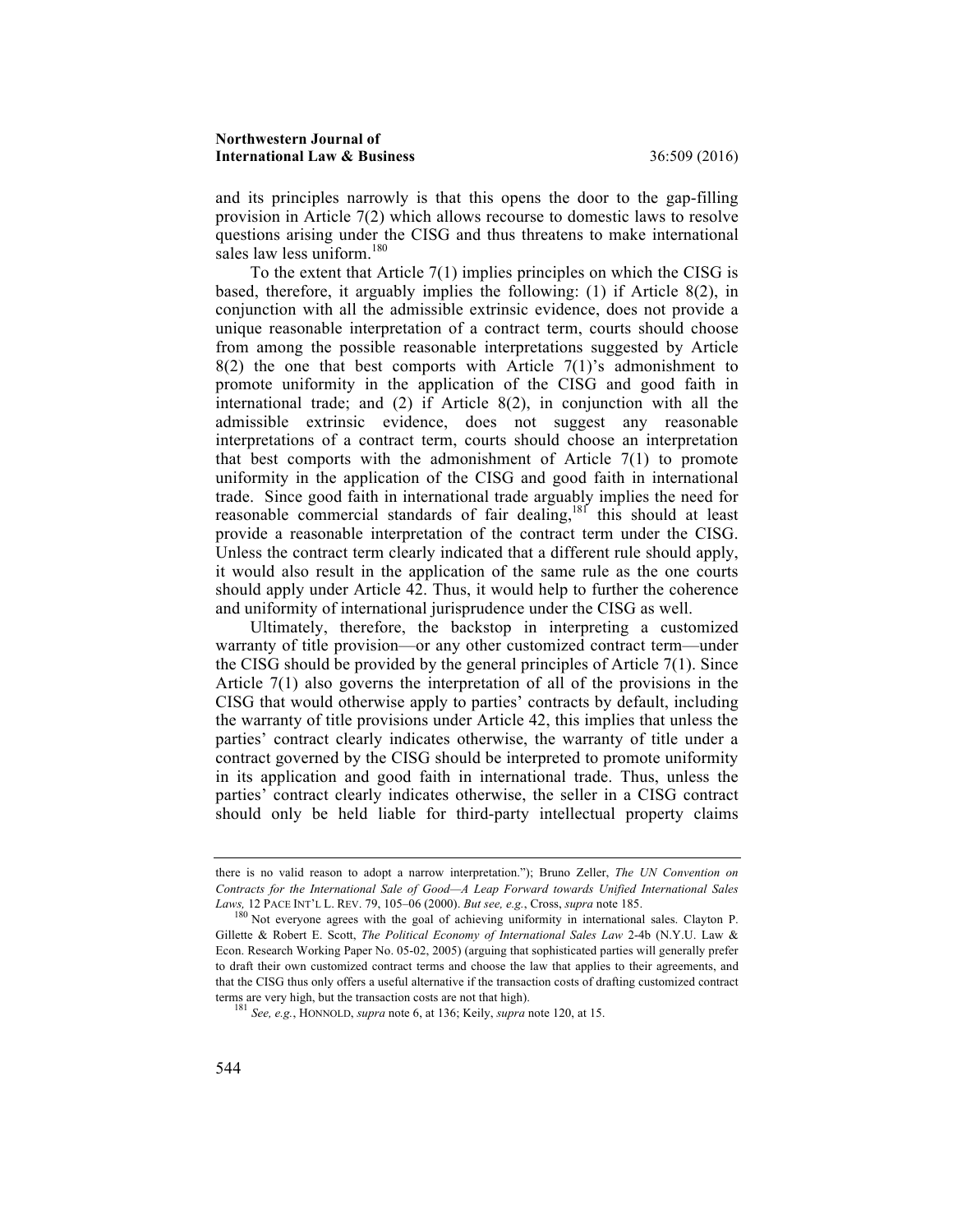and its principles narrowly is that this opens the door to the gap-filling provision in Article 7(2) which allows recourse to domestic laws to resolve questions arising under the CISG and thus threatens to make international sales law less uniform.[180]

To the extent that Article 7(1) implies principles on which the CISG is based, therefore, it arguably implies the following: (1) if Article 8(2), in conjunction with all the admissible extrinsic evidence, does not provide a unique reasonable interpretation of a contract term, courts should choose from among the possible reasonable interpretations suggested by Article 8(2) the one that best comports with Article 7(1)'s admonishment to promote uniformity in the application of the CISG and good faith in international trade; and (2) if Article 8(2), in conjunction with all the admissible extrinsic evidence, does not suggest any reasonable interpretations of a contract term, courts should choose an interpretation that best comports with the admonishment of Article 7(1) to promote uniformity in the application of the CISG and good faith in international trade. Since good faith in international trade arguably implies the need for reasonable commercial standards of fair dealing,[181] this should at least provide a reasonable interpretation of the contract term under the CISG. Unless the contract term clearly indicated that a different rule should apply, it would also result in the application of the same rule as the one courts should apply under Article 42. Thus, it would help to further the coherence and uniformity of international jurisprudence under the CISG as well.

Ultimately, therefore, the backstop in interpreting a customized warranty of title provision—or any other customized contract term—under the CISG should be provided by the general principles of Article 7(1). Since Article 7(1) also governs the interpretation of all of the provisions in the CISG that would otherwise apply to parties' contracts by default, including the warranty of title provisions under Article 42, this implies that unless the parties' contract clearly indicates otherwise, the warranty of title under a contract governed by the CISG should be interpreted to promote uniformity in its application and good faith in international trade. Thus, unless the parties' contract clearly indicates otherwise, the seller in a CISG contract should only be held liable for third-party intellectual property claims

---

there is no valid reason to adopt a narrow interpretation."); Bruno Zeller, *The UN Convention on Contracts for the International Sale of Good—A Leap Forward towards Unified International Sales Laws,* 12 PACE INT'L L. REV. 79, 105–06 (2000). *But see, e.g.*, Cross, *supra* note 185.

[180] Not everyone agrees with the goal of achieving uniformity in international sales. Clayton P. Gillette & Robert E. Scott, *The Political Economy of International Sales Law* 2-4b (N.Y.U. Law & Econ. Research Working Paper No. 05-02, 2005) (arguing that sophisticated parties will generally prefer to draft their own customized contract terms and choose the law that applies to their agreements, and that the CISG thus only offers a useful alternative if the transaction costs of drafting customized contract terms are very high, but the transaction costs are not that high).

[181] *See, e.g.*, HONNOLD, *supra* note 6, at 136; Keily, *supra* note 120, at 15.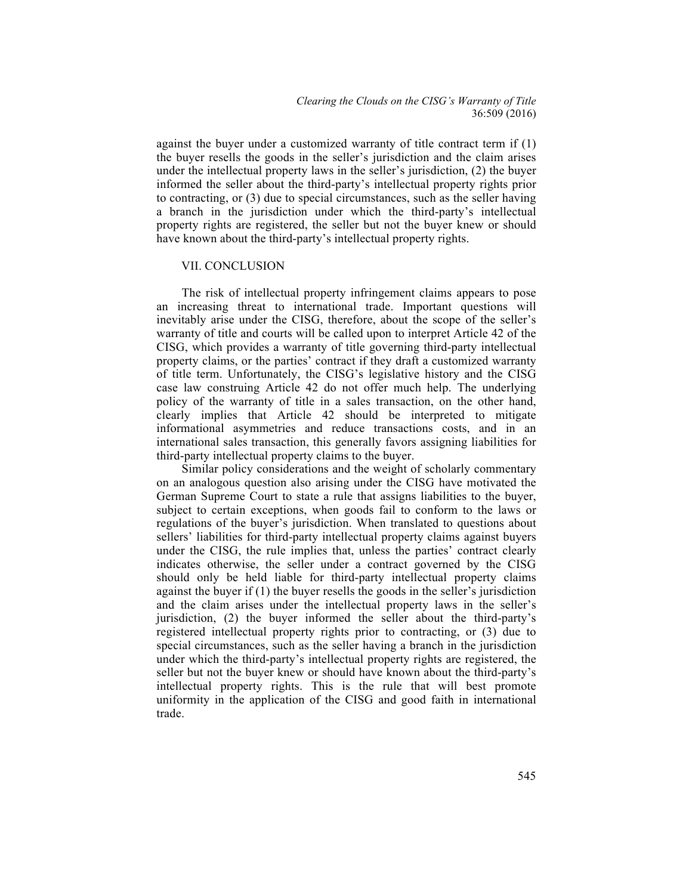against the buyer under a customized warranty of title contract term if (1) the buyer resells the goods in the seller's jurisdiction and the claim arises under the intellectual property laws in the seller's jurisdiction, (2) the buyer informed the seller about the third-party's intellectual property rights prior to contracting, or (3) due to special circumstances, such as the seller having a branch in the jurisdiction under which the third-party's intellectual property rights are registered, the seller but not the buyer knew or should have known about the third-party's intellectual property rights.

## VII. CONCLUSION

The risk of intellectual property infringement claims appears to pose an increasing threat to international trade. Important questions will inevitably arise under the CISG, therefore, about the scope of the seller's warranty of title and courts will be called upon to interpret Article 42 of the CISG, which provides a warranty of title governing third-party intellectual property claims, or the parties' contract if they draft a customized warranty of title term. Unfortunately, the CISG's legislative history and the CISG case law construing Article 42 do not offer much help. The underlying policy of the warranty of title in a sales transaction, on the other hand, clearly implies that Article 42 should be interpreted to mitigate informational asymmetries and reduce transactions costs, and in an international sales transaction, this generally favors assigning liabilities for third-party intellectual property claims to the buyer.

Similar policy considerations and the weight of scholarly commentary on an analogous question also arising under the CISG have motivated the German Supreme Court to state a rule that assigns liabilities to the buyer, subject to certain exceptions, when goods fail to conform to the laws or regulations of the buyer's jurisdiction. When translated to questions about sellers' liabilities for third-party intellectual property claims against buyers under the CISG, the rule implies that, unless the parties' contract clearly indicates otherwise, the seller under a contract governed by the CISG should only be held liable for third-party intellectual property claims against the buyer if (1) the buyer resells the goods in the seller's jurisdiction and the claim arises under the intellectual property laws in the seller's jurisdiction, (2) the buyer informed the seller about the third-party's registered intellectual property rights prior to contracting, or (3) due to special circumstances, such as the seller having a branch in the jurisdiction under which the third-party's intellectual property rights are registered, the seller but not the buyer knew or should have known about the third-party's intellectual property rights. This is the rule that will best promote uniformity in the application of the CISG and good faith in international trade.